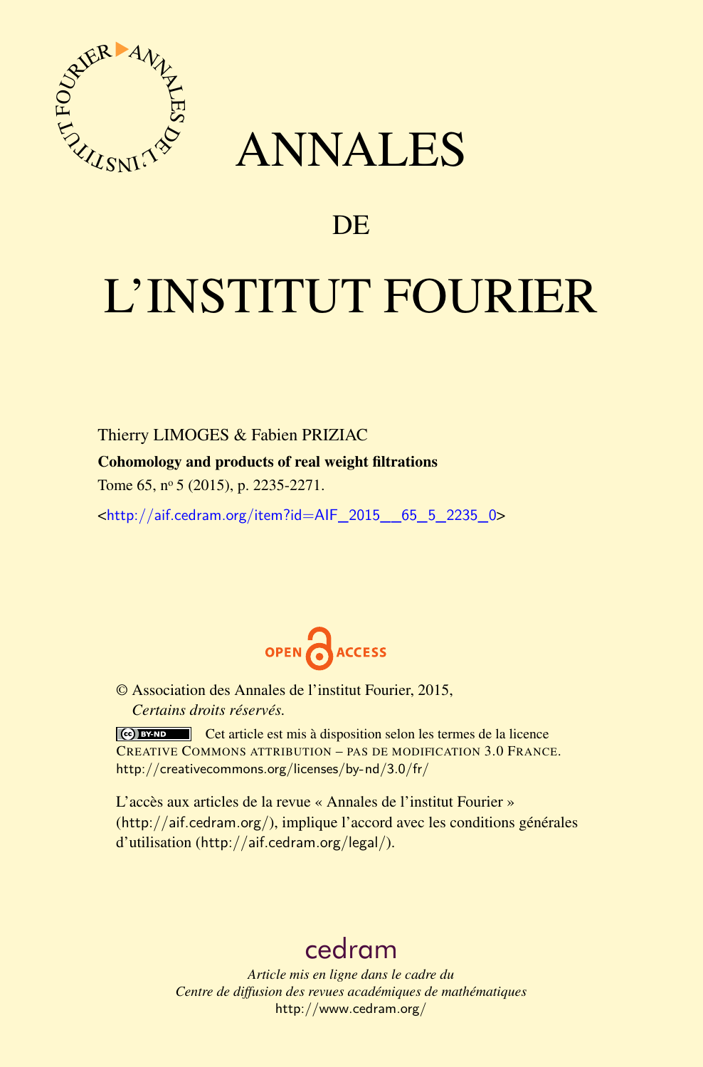# ANNALES

## DE

# L'INSTITUT FOURIER

Thierry LIMOGES & Fabien PRIZIAC

**Cohomology and products of real weight filtrations**

Tome 65, nº 5 (2015), p. 2235-2271.

<http://aif.cedram.org/item?id=AIF_2015__65_5_2235_0>

OPEN ACCESS

© Association des Annales de l'institut Fourier, 2015, *Certains droits réservés.*

Cet article est mis à disposition selon les termes de la licence CREATIVE COMMONS ATTRIBUTION – PAS DE MODIFICATION 3.0 FRANCE. http://creativecommons.org/licenses/by-nd/3.0/fr/

L'accès aux articles de la revue « Annales de l'institut Fourier » (http://aif.cedram.org/), implique l'accord avec les conditions générales d'utilisation (http://aif.cedram.org/legal/).

cedram

*Article mis en ligne dans le cadre du Centre de diffusion des revues académiques de mathématiques* http://www.cedram.org/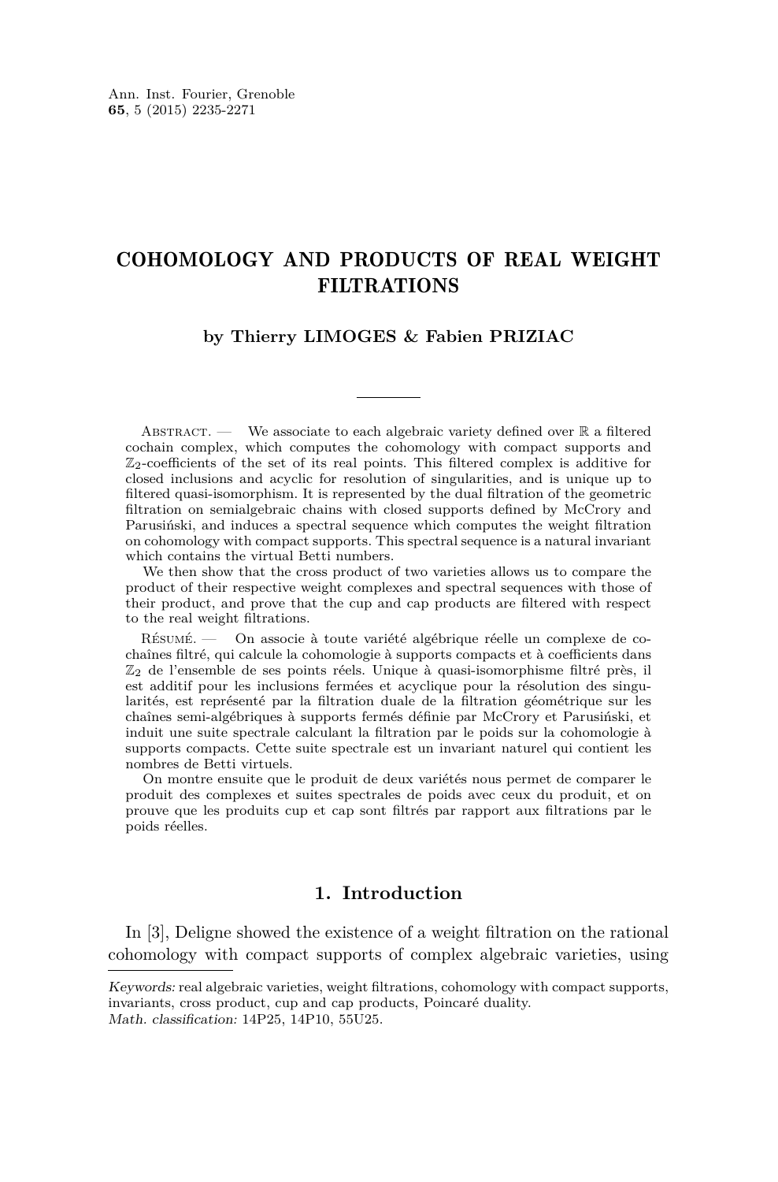# COHOMOLOGY AND PRODUCTS OF REAL WEIGHT FILTRATIONS

**by Thierry LIMOGES & Fabien PRIZIAC**

Abstract. — We associate to each algebraic variety defined over $\mathbb{R}$ a filtered cochain complex, which computes the cohomology with compact supports and $\mathbb{Z}_2$-coefficients of the set of its real points. This filtered complex is additive for closed inclusions and acyclic for resolution of singularities, and is unique up to filtered quasi-isomorphism. It is represented by the dual filtration of the geometric filtration on semialgebraic chains with closed supports defined by McCrory and Parusiński, and induces a spectral sequence which computes the weight filtration on cohomology with compact supports. This spectral sequence is a natural invariant which contains the virtual Betti numbers.

We then show that the cross product of two varieties allows us to compare the product of their respective weight complexes and spectral sequences with those of their product, and prove that the cup and cap products are filtered with respect to the real weight filtrations.

Résumé. — On associe à toute variété algébrique réelle un complexe de cochaînes filtré, qui calcule la cohomologie à supports compacts et à coefficients dans $\mathbb{Z}_2$ de l'ensemble de ses points réels. Unique à quasi-isomorphisme filtré près, il est additif pour les inclusions fermées et acyclique pour la résolution des singularités, est représenté par la filtration duale de la filtration géométrique sur les chaînes semi-algébriques à supports fermés définie par McCrory et Parusiński, et induit une suite spectrale calculant la filtration par le poids sur la cohomologie à supports compacts. Cette suite spectrale est un invariant naturel qui contient les nombres de Betti virtuels.

On montre ensuite que le produit de deux variétés nous permet de comparer le produit des complexes et suites spectrales de poids avec ceux du produit, et on prouve que les produits cup et cap sont filtrés par rapport aux filtrations par le poids réelles.

## 1. Introduction

In [3], Deligne showed the existence of a weight filtration on the rational cohomology with compact supports of complex algebraic varieties, using

*Keywords:* real algebraic varieties, weight filtrations, cohomology with compact supports, invariants, cross product, cup and cap products, Poincaré duality.
*Math. classification:* 14P25, 14P10, 55U25.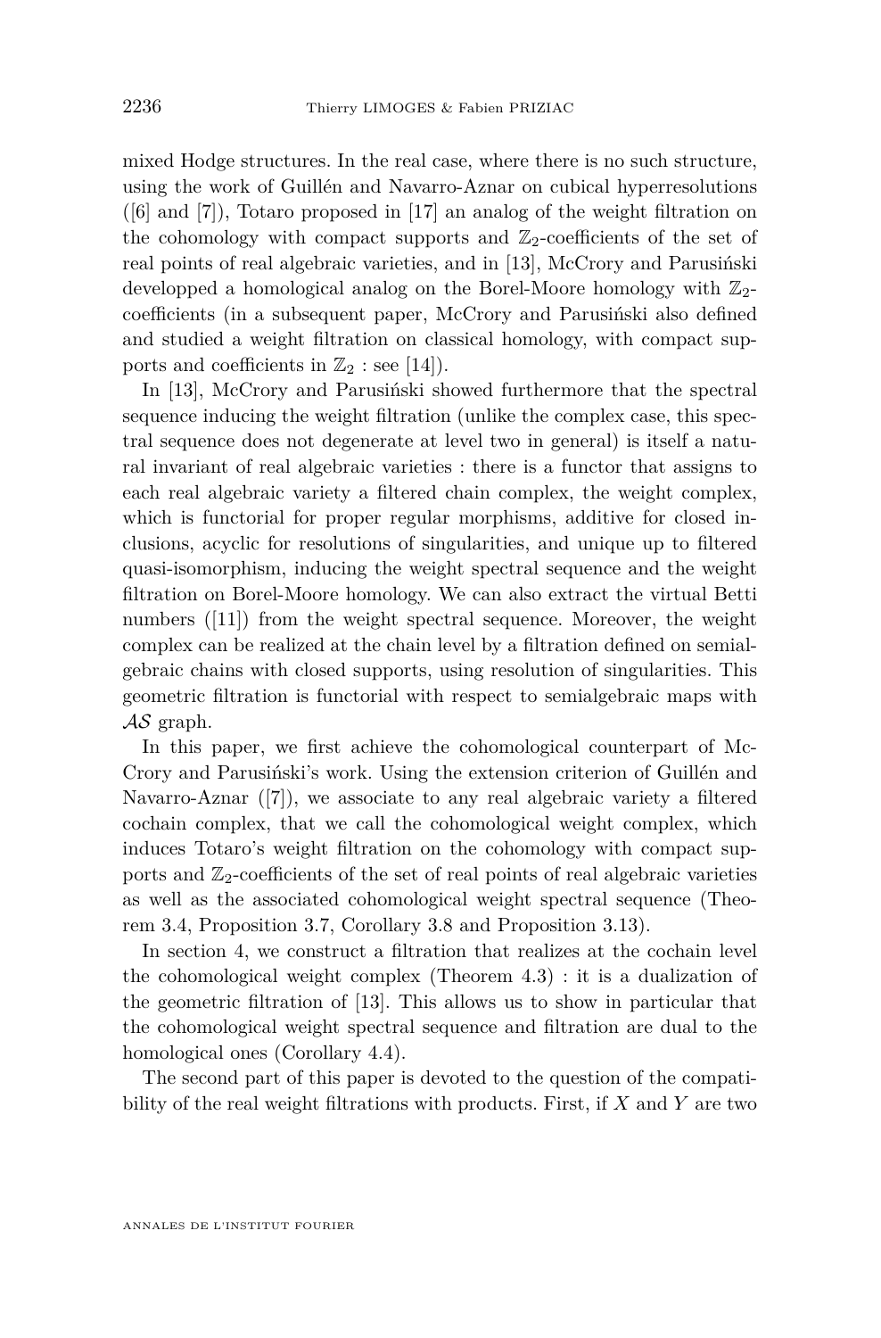mixed Hodge structures. In the real case, where there is no such structure, using the work of Guillén and Navarro-Aznar on cubical hyperresolutions ([6] and [7]), Totaro proposed in [17] an analog of the weight filtration on the cohomology with compact supports and $\mathbb{Z}_2$-coefficients of the set of real points of real algebraic varieties, and in [13], McCrory and Parusiński developped a homological analog on the Borel-Moore homology with $\mathbb{Z}_2$-coefficients (in a subsequent paper, McCrory and Parusiński also defined and studied a weight filtration on classical homology, with compact supports and coefficients in $\mathbb{Z}_2$ : see [14]).

In [13], McCrory and Parusiński showed furthermore that the spectral sequence inducing the weight filtration (unlike the complex case, this spectral sequence does not degenerate at level two in general) is itself a natural invariant of real algebraic varieties : there is a functor that assigns to each real algebraic variety a filtered chain complex, the weight complex, which is functorial for proper regular morphisms, additive for closed inclusions, acyclic for resolutions of singularities, and unique up to filtered quasi-isomorphism, inducing the weight spectral sequence and the weight filtration on Borel-Moore homology. We can also extract the virtual Betti numbers ([11]) from the weight spectral sequence. Moreover, the weight complex can be realized at the chain level by a filtration defined on semialgebraic chains with closed supports, using resolution of singularities. This geometric filtration is functorial with respect to semialgebraic maps with $\mathcal{AS}$ graph.

In this paper, we first achieve the cohomological counterpart of McCrory and Parusiński's work. Using the extension criterion of Guillén and Navarro-Aznar ([7]), we associate to any real algebraic variety a filtered cochain complex, that we call the cohomological weight complex, which induces Totaro's weight filtration on the cohomology with compact supports and $\mathbb{Z}_2$-coefficients of the set of real points of real algebraic varieties as well as the associated cohomological weight spectral sequence (Theorem 3.4, Proposition 3.7, Corollary 3.8 and Proposition 3.13).

In section 4, we construct a filtration that realizes at the cochain level the cohomological weight complex (Theorem 4.3) : it is a dualization of the geometric filtration of [13]. This allows us to show in particular that the cohomological weight spectral sequence and filtration are dual to the homological ones (Corollary 4.4).

The second part of this paper is devoted to the question of the compatibility of the real weight filtrations with products. First, if $X$ and $Y$ are two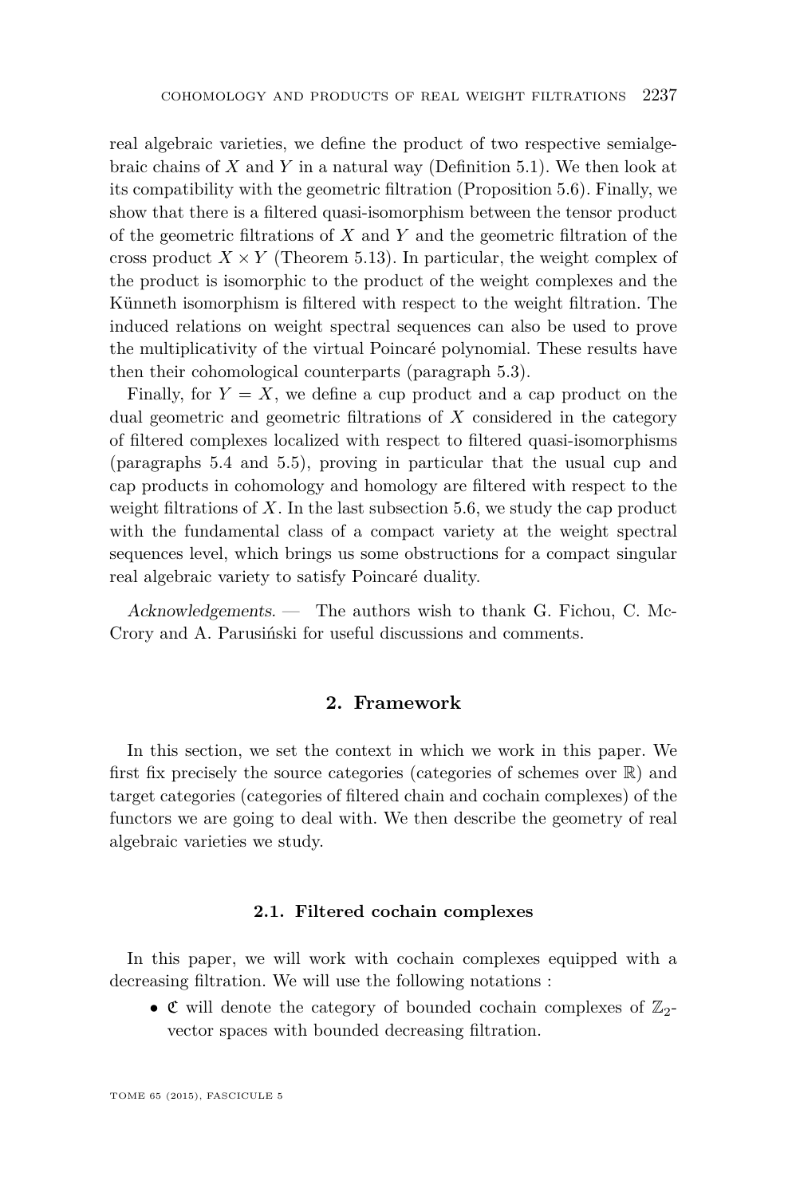real algebraic varieties, we define the product of two respective semialgebraic chains of $X$ and $Y$ in a natural way (Definition 5.1). We then look at its compatibility with the geometric filtration (Proposition 5.6). Finally, we show that there is a filtered quasi-isomorphism between the tensor product of the geometric filtrations of $X$ and $Y$ and the geometric filtration of the cross product $X \times Y$ (Theorem 5.13). In particular, the weight complex of the product is isomorphic to the product of the weight complexes and the Künneth isomorphism is filtered with respect to the weight filtration. The induced relations on weight spectral sequences can also be used to prove the multiplicativity of the virtual Poincaré polynomial. These results have then their cohomological counterparts (paragraph 5.3).

Finally, for $Y = X$, we define a cup product and a cap product on the dual geometric and geometric filtrations of $X$ considered in the category of filtered complexes localized with respect to filtered quasi-isomorphisms (paragraphs 5.4 and 5.5), proving in particular that the usual cup and cap products in cohomology and homology are filtered with respect to the weight filtrations of $X$. In the last subsection 5.6, we study the cap product with the fundamental class of a compact variety at the weight spectral sequences level, which brings us some obstructions for a compact singular real algebraic variety to satisfy Poincaré duality.

*Acknowledgements.* — The authors wish to thank G. Fichou, C. McCrory and A. Parusiński for useful discussions and comments.

## 2. Framework

In this section, we set the context in which we work in this paper. We first fix precisely the source categories (categories of schemes over $\mathbb{R}$) and target categories (categories of filtered chain and cochain complexes) of the functors we are going to deal with. We then describe the geometry of real algebraic varieties we study.

### 2.1. Filtered cochain complexes

In this paper, we will work with cochain complexes equipped with a decreasing filtration. We will use the following notations :

- $\mathfrak{C}$ will denote the category of bounded cochain complexes of $\mathbb{Z}_2$-vector spaces with bounded decreasing filtration.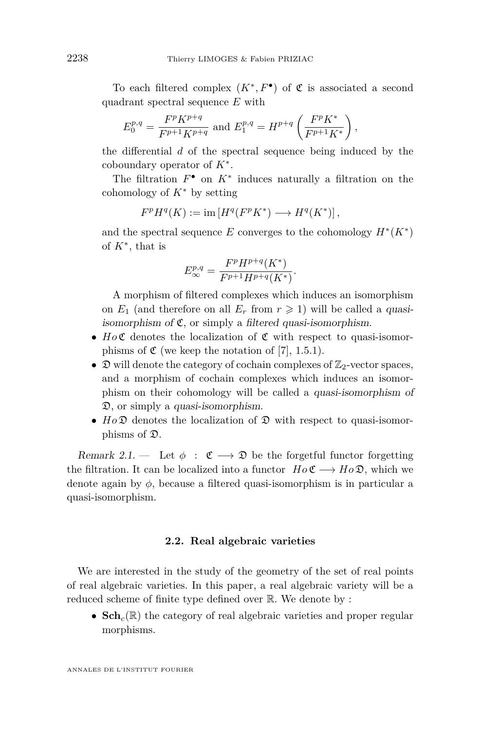To each filtered complex $(K^*, F^\bullet)$ of $\mathfrak{C}$ is associated a second quadrant spectral sequence $E$ with

$$E_0^{p,q} = \frac{F^p K^{p+q}}{F^{p+1} K^{p+q}} \text{ and } E_1^{p,q} = H^{p+q}\left(\frac{F^p K^*}{F^{p+1} K^*}\right),$$

the differential $d$ of the spectral sequence being induced by the coboundary operator of $K^*$.

The filtration $F^\bullet$ on $K^*$ induces naturally a filtration on the cohomology of $K^*$ by setting

$$F^p H^q(K) := \operatorname{im}\left[H^q(F^p K^*) \longrightarrow H^q(K^*)\right],$$

and the spectral sequence $E$ converges to the cohomology $H^*(K^*)$ of $K^*$, that is

$$E_\infty^{p,q} = \frac{F^p H^{p+q}(K^*)}{F^{p+1} H^{p+q}(K^*)}.$$

A morphism of filtered complexes which induces an isomorphism on $E_1$ (and therefore on all $E_r$ from $r \geqslant 1$) will be called a *quasi-isomorphism of* $\mathfrak{C}$, or simply a *filtered quasi-isomorphism*.

- $Ho\,\mathfrak{C}$ denotes the localization of $\mathfrak{C}$ with respect to quasi-isomorphisms of $\mathfrak{C}$ (we keep the notation of [7], 1.5.1).
- $\mathfrak{D}$ will denote the category of cochain complexes of $\mathbb{Z}_2$-vector spaces, and a morphism of cochain complexes which induces an isomorphism on their cohomology will be called a *quasi-isomorphism of* $\mathfrak{D}$, or simply a *quasi-isomorphism*.
- $Ho\,\mathfrak{D}$ denotes the localization of $\mathfrak{D}$ with respect to quasi-isomorphisms of $\mathfrak{D}$.

*Remark 2.1.* — Let $\phi : \mathfrak{C} \longrightarrow \mathfrak{D}$ be the forgetful functor forgetting the filtration. It can be localized into a functor $Ho\,\mathfrak{C} \longrightarrow Ho\,\mathfrak{D}$, which we denote again by $\phi$, because a filtered quasi-isomorphism is in particular a quasi-isomorphism.

### 2.2. Real algebraic varieties

We are interested in the study of the geometry of the set of real points of real algebraic varieties. In this paper, a real algebraic variety will be a reduced scheme of finite type defined over $\mathbb{R}$. We denote by :

- $\mathbf{Sch}_c(\mathbb{R})$ the category of real algebraic varieties and proper regular morphisms.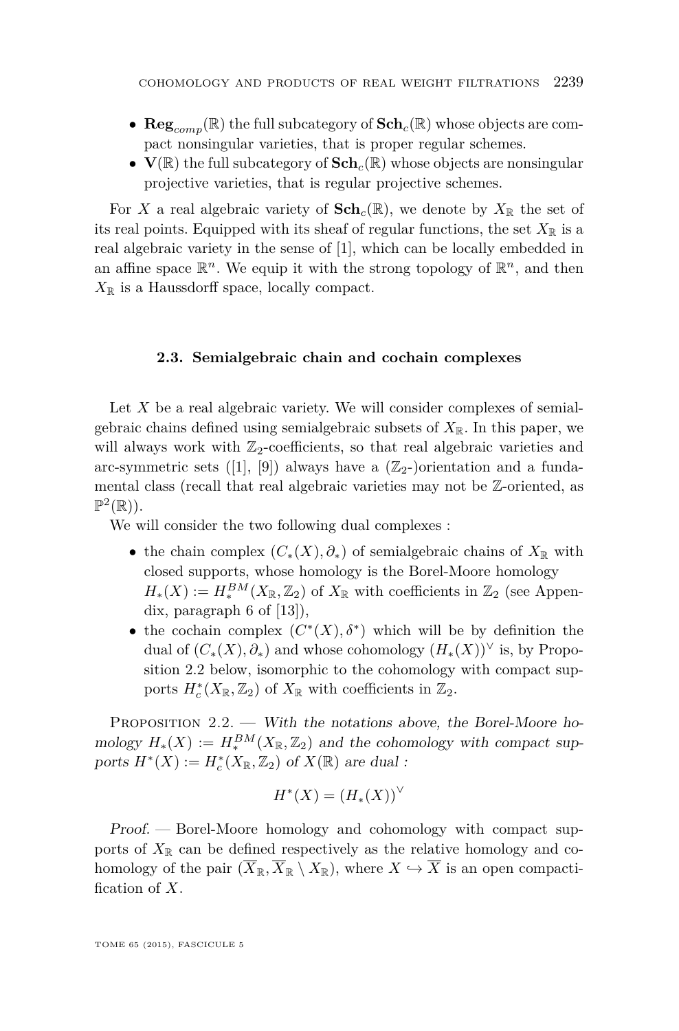- $\mathbf{Reg}_{comp}(\mathbb{R})$ the full subcategory of $\mathbf{Sch}_c(\mathbb{R})$ whose objects are compact nonsingular varieties, that is proper regular schemes.
- $\mathbf{V}(\mathbb{R})$ the full subcategory of $\mathbf{Sch}_c(\mathbb{R})$ whose objects are nonsingular projective varieties, that is regular projective schemes.

For $X$ a real algebraic variety of $\mathbf{Sch}_c(\mathbb{R})$, we denote by $X_{\mathbb{R}}$ the set of its real points. Equipped with its sheaf of regular functions, the set $X_{\mathbb{R}}$ is a real algebraic variety in the sense of [1], which can be locally embedded in an affine space $\mathbb{R}^n$. We equip it with the strong topology of $\mathbb{R}^n$, and then $X_{\mathbb{R}}$ is a Haussdorff space, locally compact.

### 2.3. Semialgebraic chain and cochain complexes

Let $X$ be a real algebraic variety. We will consider complexes of semialgebraic chains defined using semialgebraic subsets of $X_{\mathbb{R}}$. In this paper, we will always work with $\mathbb{Z}_2$-coefficients, so that real algebraic varieties and arc-symmetric sets ([1], [9]) always have a ($\mathbb{Z}_2$-)orientation and a fundamental class (recall that real algebraic varieties may not be $\mathbb{Z}$-oriented, as $\mathbb{P}^2(\mathbb{R})$).

We will consider the two following dual complexes :

- the chain complex $(C_*(X), \partial_*)$ of semialgebraic chains of $X_{\mathbb{R}}$ with closed supports, whose homology is the Borel-Moore homology $H_*(X) := H_*^{BM}(X_{\mathbb{R}}, \mathbb{Z}_2)$ of $X_{\mathbb{R}}$ with coefficients in $\mathbb{Z}_2$ (see Appendix, paragraph 6 of [13]),
- the cochain complex $(C^*(X), \delta^*)$ which will be by definition the dual of $(C_*(X), \partial_*)$ and whose cohomology $(H_*(X))^\vee$ is, by Proposition 2.2 below, isomorphic to the cohomology with compact supports $H_c^*(X_{\mathbb{R}}, \mathbb{Z}_2)$ of $X_{\mathbb{R}}$ with coefficients in $\mathbb{Z}_2$.

Proposition 2.2. — *With the notations above, the Borel-Moore homology $H_*(X) := H_*^{BM}(X_{\mathbb{R}}, \mathbb{Z}_2)$ and the cohomology with compact supports $H^*(X) := H_c^*(X_{\mathbb{R}}, \mathbb{Z}_2)$ of $X(\mathbb{R})$ are dual :*

$$H^*(X) = (H_*(X))^\vee$$

*Proof.* — Borel-Moore homology and cohomology with compact supports of $X_{\mathbb{R}}$ can be defined respectively as the relative homology and cohomology of the pair $(\overline{X}_{\mathbb{R}}, \overline{X}_{\mathbb{R}} \setminus X_{\mathbb{R}})$, where $X \hookrightarrow \overline{X}$ is an open compactification of $X$.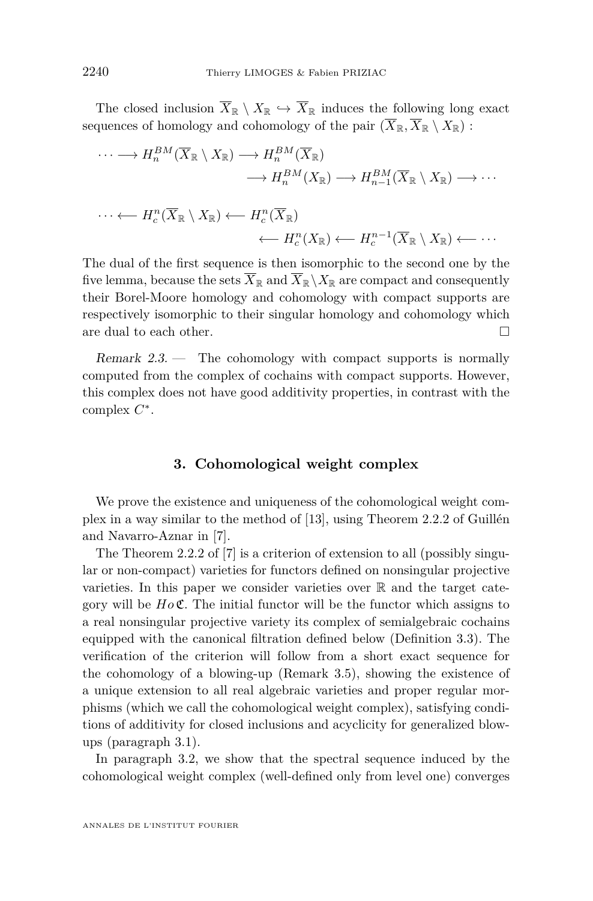The closed inclusion $\overline{X}_{\mathbb{R}} \setminus X_{\mathbb{R}} \hookrightarrow \overline{X}_{\mathbb{R}}$ induces the following long exact sequences of homology and cohomology of the pair $(\overline{X}_{\mathbb{R}}, \overline{X}_{\mathbb{R}} \setminus X_{\mathbb{R}})$ :

$$\cdots \longrightarrow H_n^{BM}(\overline{X}_{\mathbb{R}} \setminus X_{\mathbb{R}}) \longrightarrow H_n^{BM}(\overline{X}_{\mathbb{R}}) \longrightarrow H_n^{BM}(X_{\mathbb{R}}) \longrightarrow H_{n-1}^{BM}(\overline{X}_{\mathbb{R}} \setminus X_{\mathbb{R}}) \longrightarrow \cdots$$

$$\cdots \longleftarrow H_c^n(\overline{X}_{\mathbb{R}} \setminus X_{\mathbb{R}}) \longleftarrow H_c^n(\overline{X}_{\mathbb{R}}) \longleftarrow H_c^n(X_{\mathbb{R}}) \longleftarrow H_c^{n-1}(\overline{X}_{\mathbb{R}} \setminus X_{\mathbb{R}}) \longleftarrow \cdots$$

The dual of the first sequence is then isomorphic to the second one by the five lemma, because the sets $\overline{X}_{\mathbb{R}}$ and $\overline{X}_{\mathbb{R}} \setminus X_{\mathbb{R}}$ are compact and consequently their Borel-Moore homology and cohomology with compact supports are respectively isomorphic to their singular homology and cohomology which are dual to each other. □

*Remark 2.3.* — The cohomology with compact supports is normally computed from the complex of cochains with compact supports. However, this complex does not have good additivity properties, in contrast with the complex $C^*$.

## 3. Cohomological weight complex

We prove the existence and uniqueness of the cohomological weight complex in a way similar to the method of [13], using Theorem 2.2.2 of Guillén and Navarro-Aznar in [7].

The Theorem 2.2.2 of [7] is a criterion of extension to all (possibly singular or non-compact) varieties for functors defined on nonsingular projective varieties. In this paper we consider varieties over $\mathbb{R}$ and the target category will be $Ho\,\mathfrak{C}$. The initial functor will be the functor which assigns to a real nonsingular projective variety its complex of semialgebraic cochains equipped with the canonical filtration defined below (Definition 3.3). The verification of the criterion will follow from a short exact sequence for the cohomology of a blowing-up (Remark 3.5), showing the existence of a unique extension to all real algebraic varieties and proper regular morphisms (which we call the cohomological weight complex), satisfying conditions of additivity for closed inclusions and acyclicity for generalized blowups (paragraph 3.1).

In paragraph 3.2, we show that the spectral sequence induced by the cohomological weight complex (well-defined only from level one) converges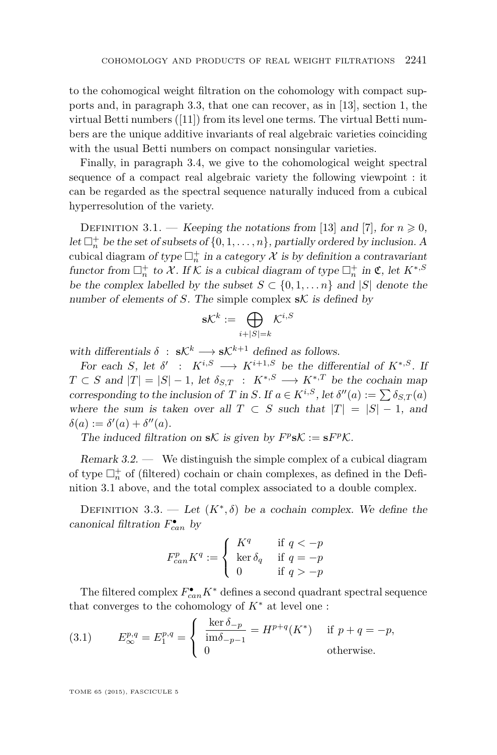to the cohomogical weight filtration on the cohomology with compact supports and, in paragraph 3.3, that one can recover, as in [13], section 1, the virtual Betti numbers ([11]) from its level one terms. The virtual Betti numbers are the unique additive invariants of real algebraic varieties coinciding with the usual Betti numbers on compact nonsingular varieties.

Finally, in paragraph 3.4, we give to the cohomological weight spectral sequence of a compact real algebraic variety the following viewpoint : it can be regarded as the spectral sequence naturally induced from a cubical hyperresolution of the variety.

Definition 3.1. — *Keeping the notations from [13] and [7], for $n \geqslant 0$, let $\square_n^+$ be the set of subsets of $\{0, 1, \ldots, n\}$, partially ordered by inclusion. A* cubical diagram *of type $\square_n^+$ in a category $\mathcal{X}$ is by definition a contravariant functor from $\square_n^+$ to $\mathcal{X}$. If $\mathcal{K}$ is a cubical diagram of type $\square_n^+$ in $\mathfrak{C}$, let $K^{*,S}$ be the complex labelled by the subset $S \subset \{0, 1, \ldots n\}$ and $|S|$ denote the number of elements of $S$. The* simple complex $\mathbf{s}\mathcal{K}$ *is defined by*

$$\mathbf{s}\mathcal{K}^k := \bigoplus_{i+|S|=k} \mathcal{K}^{i,S}$$

*with differentials $\delta \ : \ \mathbf{s}\mathcal{K}^k \longrightarrow \mathbf{s}\mathcal{K}^{k+1}$ defined as follows.*

*For each $S$, let $\delta' \ : \ K^{i,S} \longrightarrow K^{i+1,S}$ be the differential of $K^{*,S}$. If $T \subset S$ and $|T| = |S| - 1$, let $\delta_{S,T} \ : \ K^{*,S} \longrightarrow K^{*,T}$ be the cochain map corresponding to the inclusion of $T$ in $S$. If $a \in K^{i,S}$, let $\delta''(a) := \sum \delta_{S,T}(a)$ where the sum is taken over all $T \subset S$ such that $|T| = |S| - 1$, and $\delta(a) := \delta'(a) + \delta''(a)$.*

*The induced filtration on $\mathbf{s}\mathcal{K}$ is given by $F^p\mathbf{s}\mathcal{K} := \mathbf{s}F^p\mathcal{K}$.*

*Remark 3.2.* — We distinguish the simple complex of a cubical diagram of type $\square_n^+$ of (filtered) cochain or chain complexes, as defined in the Definition 3.1 above, and the total complex associated to a double complex.

Definition 3.3. — *Let $(K^*, \delta)$ be a cochain complex. We define the* canonical filtration $F^\bullet_{can}$ *by*

$$F^p_{can}K^q := \begin{cases} K^q & \text{if } q < -p \\ \ker \delta_q & \text{if } q = -p \\ 0 & \text{if } q > -p \end{cases}$$

The filtered complex $F^\bullet_{can}K^*$ defines a second quadrant spectral sequence that converges to the cohomology of $K^*$ at level one :

$$E_\infty^{p,q} = E_1^{p,q} = \begin{cases} \dfrac{\ker \delta_{-p}}{\mathrm{im}\delta_{-p-1}} = H^{p+q}(K^*) & \text{if } p+q = -p, \\ 0 & \text{otherwise.} \end{cases} \tag{3.1}$$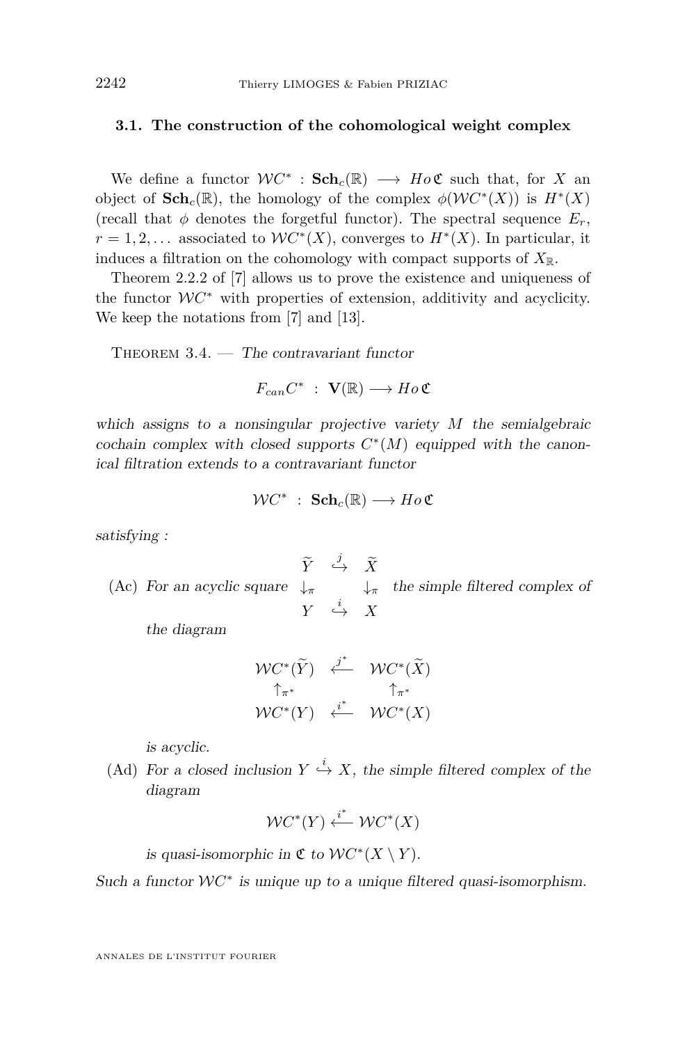### 3.1. The construction of the cohomological weight complex

We define a functor $\mathcal{W}C^* : \mathbf{Sch}_c(\mathbb{R}) \longrightarrow Ho\,\mathfrak{C}$ such that, for $X$ an object of $\mathbf{Sch}_c(\mathbb{R})$, the homology of the complex $\phi(\mathcal{W}C^*(X))$ is $H^*(X)$ (recall that $\phi$ denotes the forgetful functor). The spectral sequence $E_r$, $r = 1, 2, \dots$ associated to $\mathcal{W}C^*(X)$, converges to $H^*(X)$. In particular, it induces a filtration on the cohomology with compact supports of $X_{\mathbb{R}}$.

Theorem 2.2.2 of [7] allows us to prove the existence and uniqueness of the functor $\mathcal{W}C^*$ with properties of extension, additivity and acyclicity. We keep the notations from [7] and [13].

Theorem 3.4. — *The contravariant functor*

$$F_{can}C^* \ : \ \mathbf{V}(\mathbb{R}) \longrightarrow Ho\,\mathfrak{C}$$

*which assigns to a nonsingular projective variety $M$ the semialgebraic cochain complex with closed supports $C^*(M)$ equipped with the canonical filtration extends to a contravariant functor*

$$\mathcal{W}C^* \ : \ \mathbf{Sch}_c(\mathbb{R}) \longrightarrow Ho\,\mathfrak{C}$$

*satisfying :*

(Ac) *For an acyclic square* $\begin{array}{ccc} \widetilde{Y} & \stackrel{j}{\hookrightarrow} & \widetilde{X} \\ \downarrow_{\pi} & & \downarrow_{\pi} \\ Y & \stackrel{i}{\hookrightarrow} & X \end{array}$ *the simple filtered complex of the diagram*

$$\begin{array}{ccc} \mathcal{W}C^*(\widetilde{Y}) & \stackrel{j^*}{\longleftarrow} & \mathcal{W}C^*(\widetilde{X}) \\ \uparrow_{\pi^*} & & \uparrow_{\pi^*} \\ \mathcal{W}C^*(Y) & \stackrel{i^*}{\longleftarrow} & \mathcal{W}C^*(X) \end{array}$$

*is acyclic.*

(Ad) *For a closed inclusion $Y \stackrel{i}{\hookrightarrow} X$, the simple filtered complex of the diagram*

$$\mathcal{W}C^*(Y) \stackrel{i^*}{\longleftarrow} \mathcal{W}C^*(X)$$

*is quasi-isomorphic in $\mathfrak{C}$ to $\mathcal{W}C^*(X \setminus Y)$.*

*Such a functor $\mathcal{W}C^*$ is unique up to a unique filtered quasi-isomorphism.*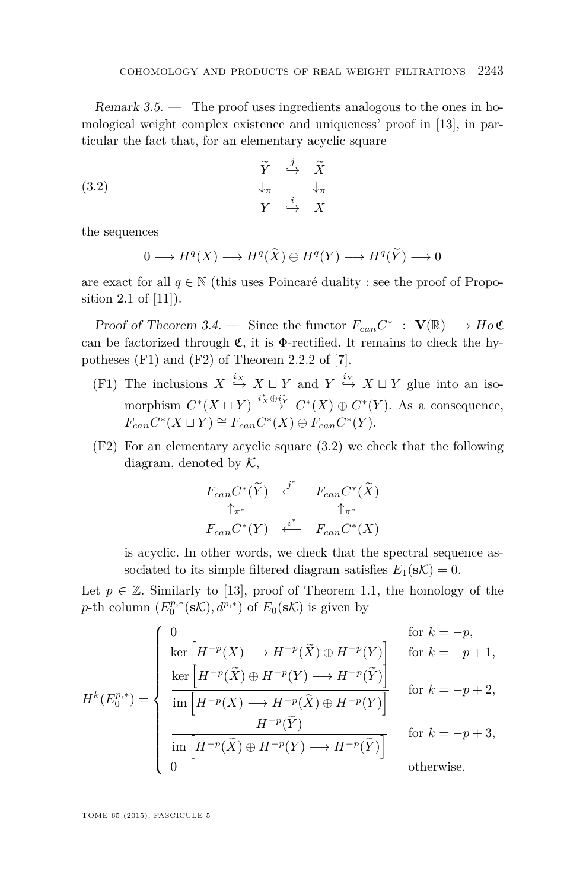*Remark 3.5.* — The proof uses ingredients analogous to the ones in homological weight complex existence and uniqueness' proof in [13], in particular the fact that, for an elementary acyclic square

$$
\begin{array}{ccc}
\widetilde{Y} & \stackrel{j}{\hookrightarrow} & \widetilde{X} \\
\downarrow_{\pi} & & \downarrow_{\pi} \\
Y & \stackrel{i}{\hookrightarrow} & X
\end{array}
\tag{3.2}
$$

the sequences

$$0 \longrightarrow H^q(X) \longrightarrow H^q(\widetilde{X}) \oplus H^q(Y) \longrightarrow H^q(\widetilde{Y}) \longrightarrow 0$$

are exact for all $q \in \mathbb{N}$ (this uses Poincaré duality : see the proof of Proposition 2.1 of [11]).

*Proof of Theorem 3.4.* — Since the functor $F_{can}C^* \ : \ \mathbf{V}(\mathbb{R}) \longrightarrow Ho\,\mathfrak{C}$ can be factorized through $\mathfrak{C}$, it is $\Phi$-rectified. It remains to check the hypotheses (F1) and (F2) of Theorem 2.2.2 of [7].

- (F1) The inclusions $X \stackrel{i_X}{\hookrightarrow} X \sqcup Y$ and $Y \stackrel{i_Y}{\hookrightarrow} X \sqcup Y$ glue into an isomorphism $C^*(X \sqcup Y) \stackrel{i_X^* \oplus i_Y^*}{\longrightarrow} C^*(X) \oplus C^*(Y)$. As a consequence, $F_{can}C^*(X \sqcup Y) \cong F_{can}C^*(X) \oplus F_{can}C^*(Y)$.
- (F2) For an elementary acyclic square (3.2) we check that the following diagram, denoted by $\mathcal{K}$,

$$
\begin{array}{ccc}
F_{can}C^*(\widetilde{Y}) & \stackrel{j^*}{\longleftarrow} & F_{can}C^*(\widetilde{X}) \\
\uparrow_{\pi^*} & & \uparrow_{\pi^*} \\
F_{can}C^*(Y) & \stackrel{i^*}{\longleftarrow} & F_{can}C^*(X)
\end{array}
$$

is acyclic. In other words, we check that the spectral sequence associated to its simple filtered diagram satisfies $E_1(\mathbf{s}\mathcal{K}) = 0$.

Let $p \in \mathbb{Z}$. Similarly to [13], proof of Theorem 1.1, the homology of the $p$-th column $(E_0^{p,*}(\mathbf{s}\mathcal{K}), d^{p,*})$ of $E_0(\mathbf{s}\mathcal{K})$ is given by

$$
H^k(E_0^{p,*}) = \begin{cases}
0 & \text{for } k = -p, \\
\ker\left[H^{-p}(X) \longrightarrow H^{-p}(\widetilde{X}) \oplus H^{-p}(Y)\right] & \text{for } k = -p+1, \\
\dfrac{\ker\left[H^{-p}(\widetilde{X}) \oplus H^{-p}(Y) \longrightarrow H^{-p}(\widetilde{Y})\right]}{\operatorname{im}\left[H^{-p}(X) \longrightarrow H^{-p}(\widetilde{X}) \oplus H^{-p}(Y)\right]} & \text{for } k = -p+2, \\
\dfrac{H^{-p}(\widetilde{Y})}{\operatorname{im}\left[H^{-p}(\widetilde{X}) \oplus H^{-p}(Y) \longrightarrow H^{-p}(\widetilde{Y})\right]} & \text{for } k = -p+3, \\
0 & \text{otherwise.}
\end{cases}
$$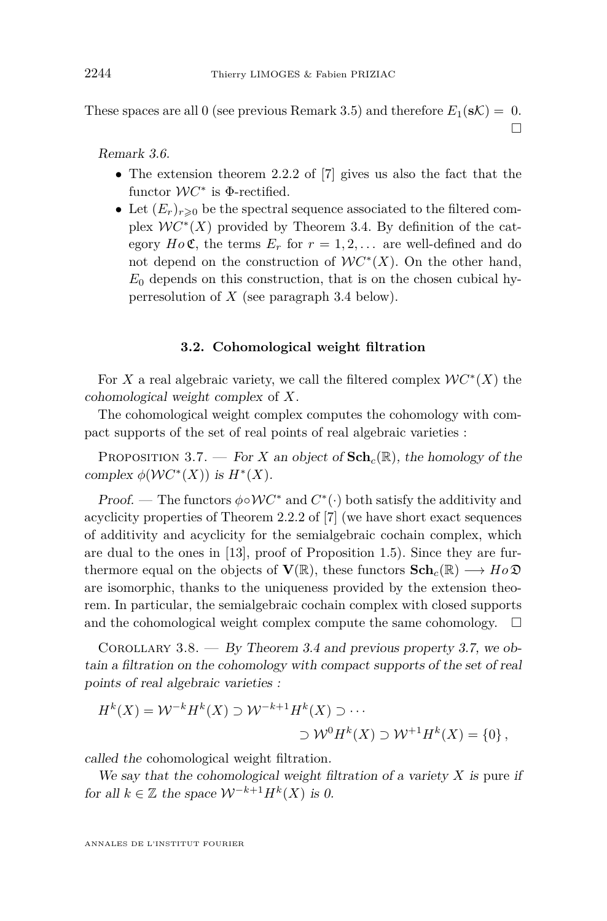These spaces are all 0 (see previous Remark 3.5) and therefore $E_1(\mathbf{s}\mathcal{K}) = 0$. $\square$

*Remark 3.6.*

- The extension theorem 2.2.2 of [7] gives us also the fact that the functor $\mathcal{W}C^*$ is $\Phi$-rectified.
- Let $(E_r)_{r\geqslant 0}$ be the spectral sequence associated to the filtered complex $\mathcal{W}C^*(X)$ provided by Theorem 3.4. By definition of the category $Ho\,\mathfrak{C}$, the terms $E_r$ for $r = 1, 2, \dots$ are well-defined and do not depend on the construction of $\mathcal{W}C^*(X)$. On the other hand, $E_0$ depends on this construction, that is on the chosen cubical hyperresolution of $X$ (see paragraph 3.4 below).

### 3.2. Cohomological weight filtration

For $X$ a real algebraic variety, we call the filtered complex $\mathcal{W}C^*(X)$ the *cohomological weight complex* of $X$.

The cohomological weight complex computes the cohomology with compact supports of the set of real points of real algebraic varieties :

Proposition 3.7. — *For $X$ an object of $\mathbf{Sch}_c(\mathbb{R})$, the homology of the complex $\phi(\mathcal{W}C^*(X))$ is $H^*(X)$.*

*Proof.* — The functors $\phi\circ\mathcal{W}C^*$ and $C^*(\cdot)$ both satisfy the additivity and acyclicity properties of Theorem 2.2.2 of [7] (we have short exact sequences of additivity and acyclicity for the semialgebraic cochain complex, which are dual to the ones in [13], proof of Proposition 1.5). Since they are furthermore equal on the objects of $\mathbf{V}(\mathbb{R})$, these functors $\mathbf{Sch}_c(\mathbb{R}) \longrightarrow Ho\,\mathfrak{D}$ are isomorphic, thanks to the uniqueness provided by the extension theorem. In particular, the semialgebraic cochain complex with closed supports and the cohomological weight complex compute the same cohomology. $\square$

Corollary 3.8. — *By Theorem 3.4 and previous property 3.7, we obtain a filtration on the cohomology with compact supports of the set of real points of real algebraic varieties :*

$$H^k(X) = \mathcal{W}^{-k}H^k(X) \supset \mathcal{W}^{-k+1}H^k(X) \supset \cdots \supset \mathcal{W}^0H^k(X) \supset \mathcal{W}^{+1}H^k(X) = \{0\},$$

*called the* cohomological weight filtration.

*We say that the cohomological weight filtration of a variety $X$ is* pure *if for all $k \in \mathbb{Z}$ the space $\mathcal{W}^{-k+1}H^k(X)$ is 0.*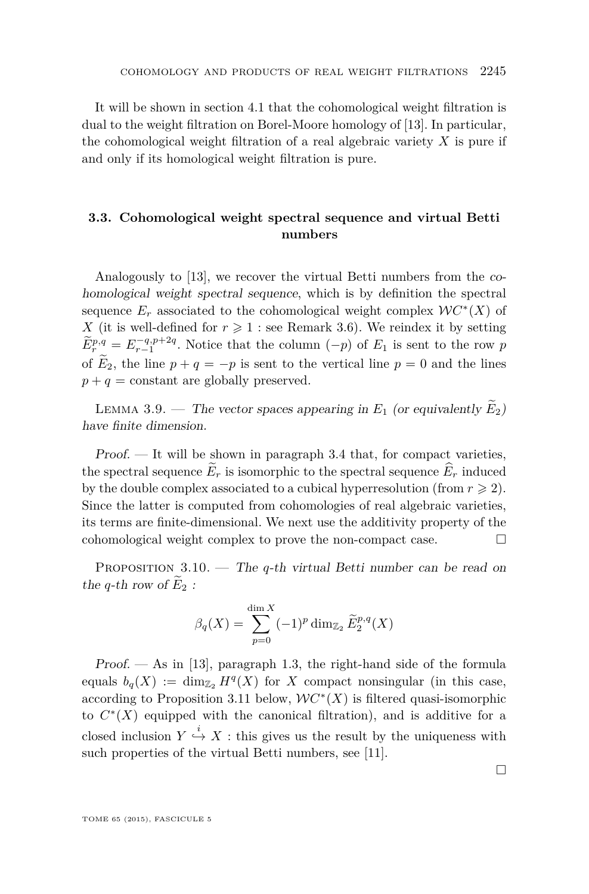It will be shown in section 4.1 that the cohomological weight filtration is dual to the weight filtration on Borel-Moore homology of [13]. In particular, the cohomological weight filtration of a real algebraic variety $X$ is pure if and only if its homological weight filtration is pure.

### 3.3. Cohomological weight spectral sequence and virtual Betti numbers

Analogously to [13], we recover the virtual Betti numbers from the *cohomological weight spectral sequence*, which is by definition the spectral sequence $E_r$ associated to the cohomological weight complex $\mathcal{W}C^*(X)$ of $X$ (it is well-defined for $r \geqslant 1$ : see Remark 3.6). We reindex it by setting $\widetilde{E}_r^{p,q} = E_{r-1}^{-q,p+2q}$. Notice that the column $(-p)$ of $E_1$ is sent to the row $p$ of $\widetilde{E}_2$, the line $p+q=-p$ is sent to the vertical line $p=0$ and the lines $p+q = \text{constant}$ are globally preserved.

Lemma 3.9. — *The vector spaces appearing in $E_1$ (or equivalently $\widetilde{E}_2$) have finite dimension.*

*Proof.* — It will be shown in paragraph 3.4 that, for compact varieties, the spectral sequence $\widetilde{E}_r$ is isomorphic to the spectral sequence $\widehat{E}_r$ induced by the double complex associated to a cubical hyperresolution (from $r \geqslant 2$). Since the latter is computed from cohomologies of real algebraic varieties, its terms are finite-dimensional. We next use the additivity property of the cohomological weight complex to prove the non-compact case. □

Proposition 3.10. — *The $q$-th virtual Betti number can be read on the $q$-th row of $\widetilde{E}_2$ :*

$$\beta_q(X) = \sum_{p=0}^{\dim X} (-1)^p \dim_{\mathbb{Z}_2} \widetilde{E}_2^{p,q}(X)$$

*Proof.* — As in [13], paragraph 1.3, the right-hand side of the formula equals $b_q(X) := \dim_{\mathbb{Z}_2} H^q(X)$ for $X$ compact nonsingular (in this case, according to Proposition 3.11 below, $\mathcal{W}C^*(X)$ is filtered quasi-isomorphic to $C^*(X)$ equipped with the canonical filtration), and is additive for a closed inclusion $Y \overset{i}{\hookrightarrow} X$ : this gives us the result by the uniqueness with such properties of the virtual Betti numbers, see [11].

□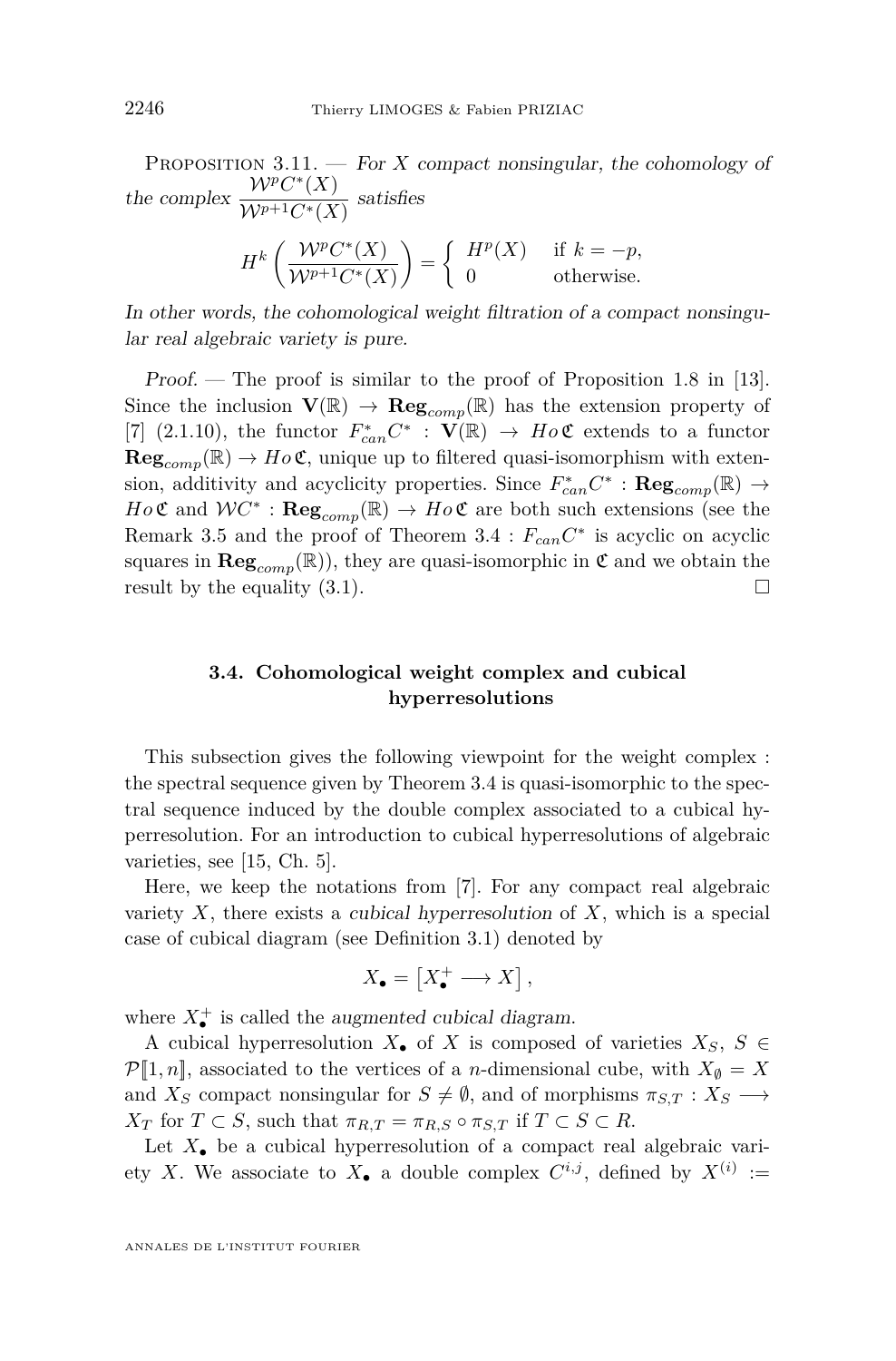Proposition 3.11. — *For $X$ compact nonsingular, the cohomology of the complex $\dfrac{\mathcal{W}^p C^*(X)}{\mathcal{W}^{p+1} C^*(X)}$ satisfies*

$$H^k\left(\frac{\mathcal{W}^p C^*(X)}{\mathcal{W}^{p+1} C^*(X)}\right) = \begin{cases} H^p(X) & \text{if } k = -p, \\ 0 & \text{otherwise.} \end{cases}$$

*In other words, the cohomological weight filtration of a compact nonsingular real algebraic variety is pure.*

*Proof.* — The proof is similar to the proof of Proposition 1.8 in [13]. Since the inclusion $\mathbf{V}(\mathbb{R}) \to \mathbf{Reg}_{comp}(\mathbb{R})$ has the extension property of [7] (2.1.10), the functor $F^*_{can} C^* : \mathbf{V}(\mathbb{R}) \to Ho\,\mathfrak{C}$ extends to a functor $\mathbf{Reg}_{comp}(\mathbb{R}) \to Ho\,\mathfrak{C}$, unique up to filtered quasi-isomorphism with extension, additivity and acyclicity properties. Since $F^*_{can} C^* : \mathbf{Reg}_{comp}(\mathbb{R}) \to Ho\,\mathfrak{C}$ and $\mathcal{W} C^* : \mathbf{Reg}_{comp}(\mathbb{R}) \to Ho\,\mathfrak{C}$ are both such extensions (see the Remark 3.5 and the proof of Theorem 3.4 : $F_{can} C^*$ is acyclic on acyclic squares in $\mathbf{Reg}_{comp}(\mathbb{R})$), they are quasi-isomorphic in $\mathfrak{C}$ and we obtain the result by the equality (3.1). □

### 3.4. Cohomological weight complex and cubical hyperresolutions

This subsection gives the following viewpoint for the weight complex : the spectral sequence given by Theorem 3.4 is quasi-isomorphic to the spectral sequence induced by the double complex associated to a cubical hyperresolution. For an introduction to cubical hyperresolutions of algebraic varieties, see [15, Ch. 5].

Here, we keep the notations from [7]. For any compact real algebraic variety $X$, there exists a *cubical hyperresolution* of $X$, which is a special case of cubical diagram (see Definition 3.1) denoted by

$$X_\bullet = \left[X_\bullet^+ \longrightarrow X\right],$$

where $X_\bullet^+$ is called the *augmented cubical diagram*.

A cubical hyperresolution $X_\bullet$ of $X$ is composed of varieties $X_S$, $S \in \mathcal{P}[\![1,n]\!]$, associated to the vertices of a $n$-dimensional cube, with $X_\emptyset = X$ and $X_S$ compact nonsingular for $S \neq \emptyset$, and of morphisms $\pi_{S,T} : X_S \longrightarrow X_T$ for $T \subset S$, such that $\pi_{R,T} = \pi_{R,S} \circ \pi_{S,T}$ if $T \subset S \subset R$.

Let $X_\bullet$ be a cubical hyperresolution of a compact real algebraic variety $X$. We associate to $X_\bullet$ a double complex $C^{i,j}$, defined by $X^{(i)} :=$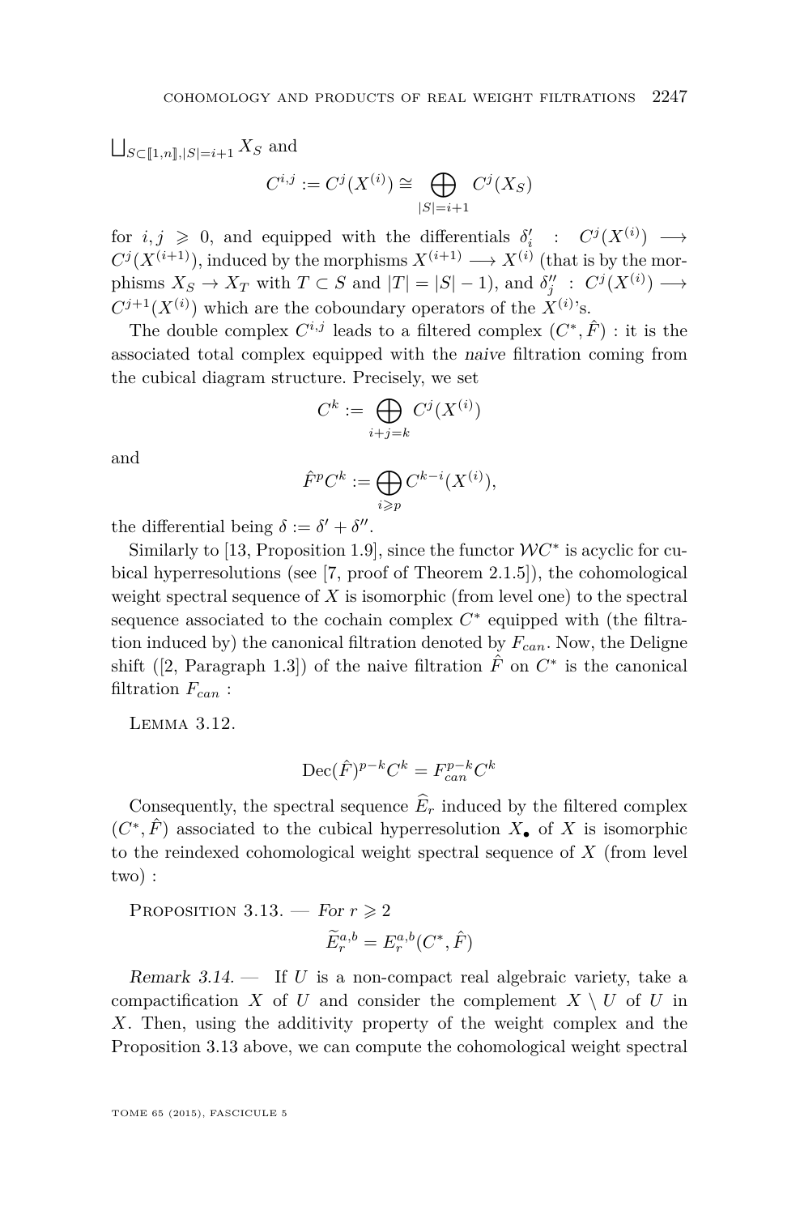$\bigsqcup_{S\subset [\![1,n]\!], |S|=i+1} X_S$ and

$$C^{i,j} := C^j(X^{(i)}) \cong \bigoplus_{|S|=i+1} C^j(X_S)$$

for $i,j \geqslant 0$, and equipped with the differentials $\delta'_i : C^j(X^{(i)}) \longrightarrow C^j(X^{(i+1)})$, induced by the morphisms $X^{(i+1)} \longrightarrow X^{(i)}$ (that is by the morphisms $X_S \to X_T$ with $T \subset S$ and $|T| = |S|-1$), and $\delta''_j : C^j(X^{(i)}) \longrightarrow C^{j+1}(X^{(i)})$ which are the coboundary operators of the $X^{(i)}$'s.

The double complex $C^{i,j}$ leads to a filtered complex $(C^*, \hat{F})$ : it is the associated total complex equipped with the *naive* filtration coming from the cubical diagram structure. Precisely, we set

$$C^k := \bigoplus_{i+j=k} C^j(X^{(i)})$$

and

$$\hat{F}^p C^k := \bigoplus_{i \geqslant p} C^{k-i}(X^{(i)}),$$

the differential being $\delta := \delta' + \delta''$.

Similarly to [13, Proposition 1.9], since the functor $\mathcal{W}C^*$ is acyclic for cubical hyperresolutions (see [7, proof of Theorem 2.1.5]), the cohomological weight spectral sequence of $X$ is isomorphic (from level one) to the spectral sequence associated to the cochain complex $C^*$ equipped with (the filtration induced by) the canonical filtration denoted by $F_{can}$. Now, the Deligne shift ([2, Paragraph 1.3]) of the naive filtration $\hat{F}$ on $C^*$ is the canonical filtration $F_{can}$ :

Lemma 3.12.

$$\mathrm{Dec}(\hat{F})^{p-k} C^k = F_{can}^{p-k} C^k$$

Consequently, the spectral sequence $\widehat{E}_r$ induced by the filtered complex $(C^*, \hat{F})$ associated to the cubical hyperresolution $X_\bullet$ of $X$ is isomorphic to the reindexed cohomological weight spectral sequence of $X$ (from level two) :

Proposition 3.13. — *For $r \geqslant 2$*

$$\widetilde{E}_r^{a,b} = E_r^{a,b}(C^*, \hat{F})$$

*Remark 3.14.* — If $U$ is a non-compact real algebraic variety, take a compactification $X$ of $U$ and consider the complement $X \setminus U$ of $U$ in $X$. Then, using the additivity property of the weight complex and the Proposition 3.13 above, we can compute the cohomological weight spectral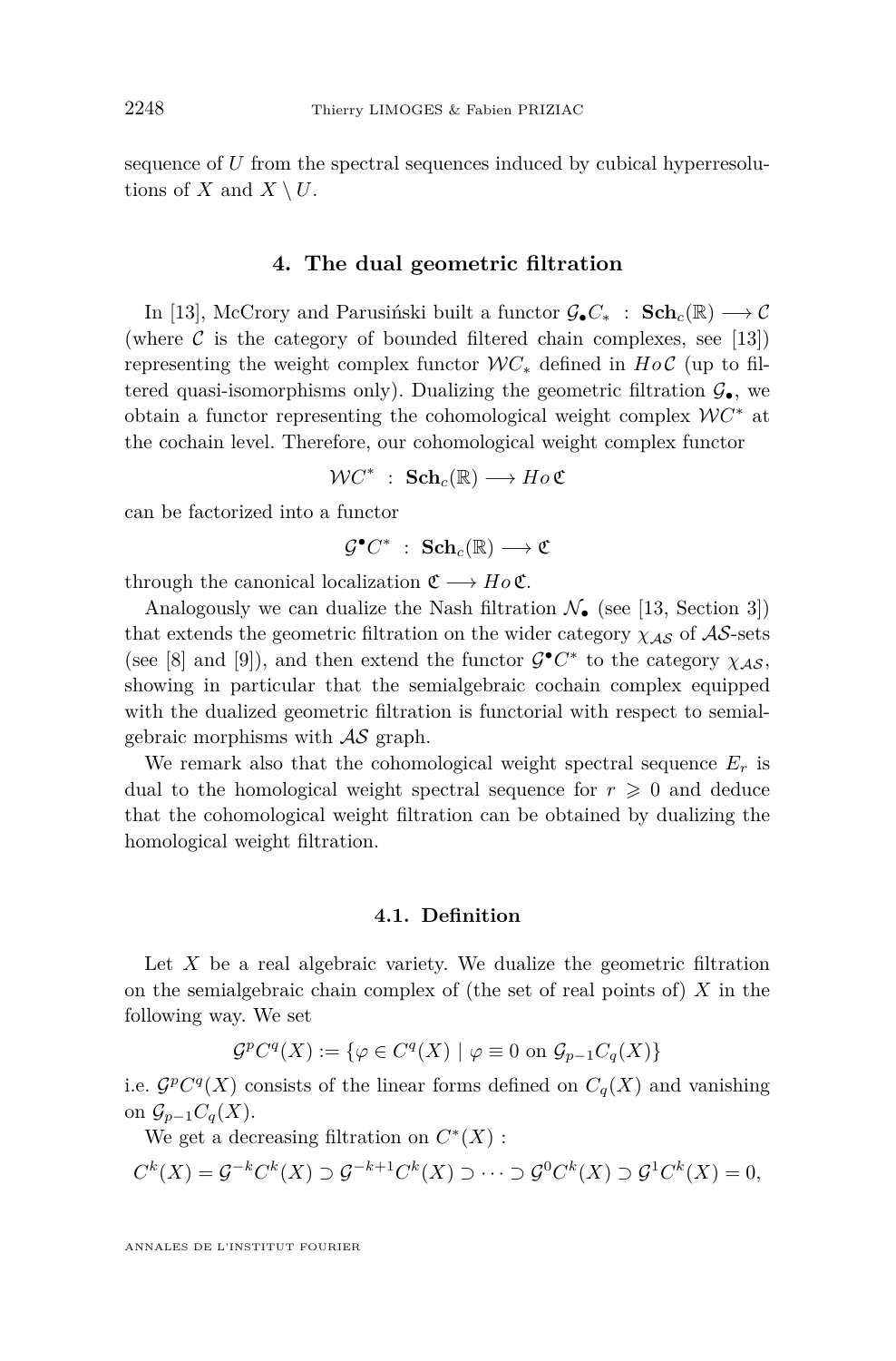sequence of $U$ from the spectral sequences induced by cubical hyperresolutions of $X$ and $X \setminus U$.

## 4. The dual geometric filtration

In [13], McCrory and Parusiński built a functor $\mathcal{G}_\bullet C_* \ : \ \mathbf{Sch}_c(\mathbb{R}) \longrightarrow \mathcal{C}$ (where $\mathcal{C}$ is the category of bounded filtered chain complexes, see [13]) representing the weight complex functor $\mathcal{W}C_*$ defined in $Ho\,\mathcal{C}$ (up to filtered quasi-isomorphisms only). Dualizing the geometric filtration $\mathcal{G}_\bullet$, we obtain a functor representing the cohomological weight complex $\mathcal{W}C^*$ at the cochain level. Therefore, our cohomological weight complex functor

$$\mathcal{W}C^* \ : \ \mathbf{Sch}_c(\mathbb{R}) \longrightarrow Ho\,\mathfrak{C}$$

can be factorized into a functor

$$\mathcal{G}^\bullet C^* \ : \ \mathbf{Sch}_c(\mathbb{R}) \longrightarrow \mathfrak{C}$$

through the canonical localization $\mathfrak{C} \longrightarrow Ho\,\mathfrak{C}$.

Analogously we can dualize the Nash filtration $\mathcal{N}_\bullet$ (see [13, Section 3]) that extends the geometric filtration on the wider category $\chi_{\mathcal{AS}}$ of $\mathcal{AS}$-sets (see [8] and [9]), and then extend the functor $\mathcal{G}^\bullet C^*$ to the category $\chi_{\mathcal{AS}}$, showing in particular that the semialgebraic cochain complex equipped with the dualized geometric filtration is functorial with respect to semialgebraic morphisms with $\mathcal{AS}$ graph.

We remark also that the cohomological weight spectral sequence $E_r$ is dual to the homological weight spectral sequence for $r \geqslant 0$ and deduce that the cohomological weight filtration can be obtained by dualizing the homological weight filtration.

### 4.1. Definition

Let $X$ be a real algebraic variety. We dualize the geometric filtration on the semialgebraic chain complex of (the set of real points of) $X$ in the following way. We set

$$\mathcal{G}^p C^q(X) := \{\varphi \in C^q(X) \mid \varphi \equiv 0 \text{ on } \mathcal{G}_{p-1}C_q(X)\}$$

i.e. $\mathcal{G}^p C^q(X)$ consists of the linear forms defined on $C_q(X)$ and vanishing on $\mathcal{G}_{p-1}C_q(X)$.

We get a decreasing filtration on $C^*(X)$ :

$$C^k(X) = \mathcal{G}^{-k}C^k(X) \supset \mathcal{G}^{-k+1}C^k(X) \supset \cdots \supset \mathcal{G}^0 C^k(X) \supset \mathcal{G}^1 C^k(X) = 0,$$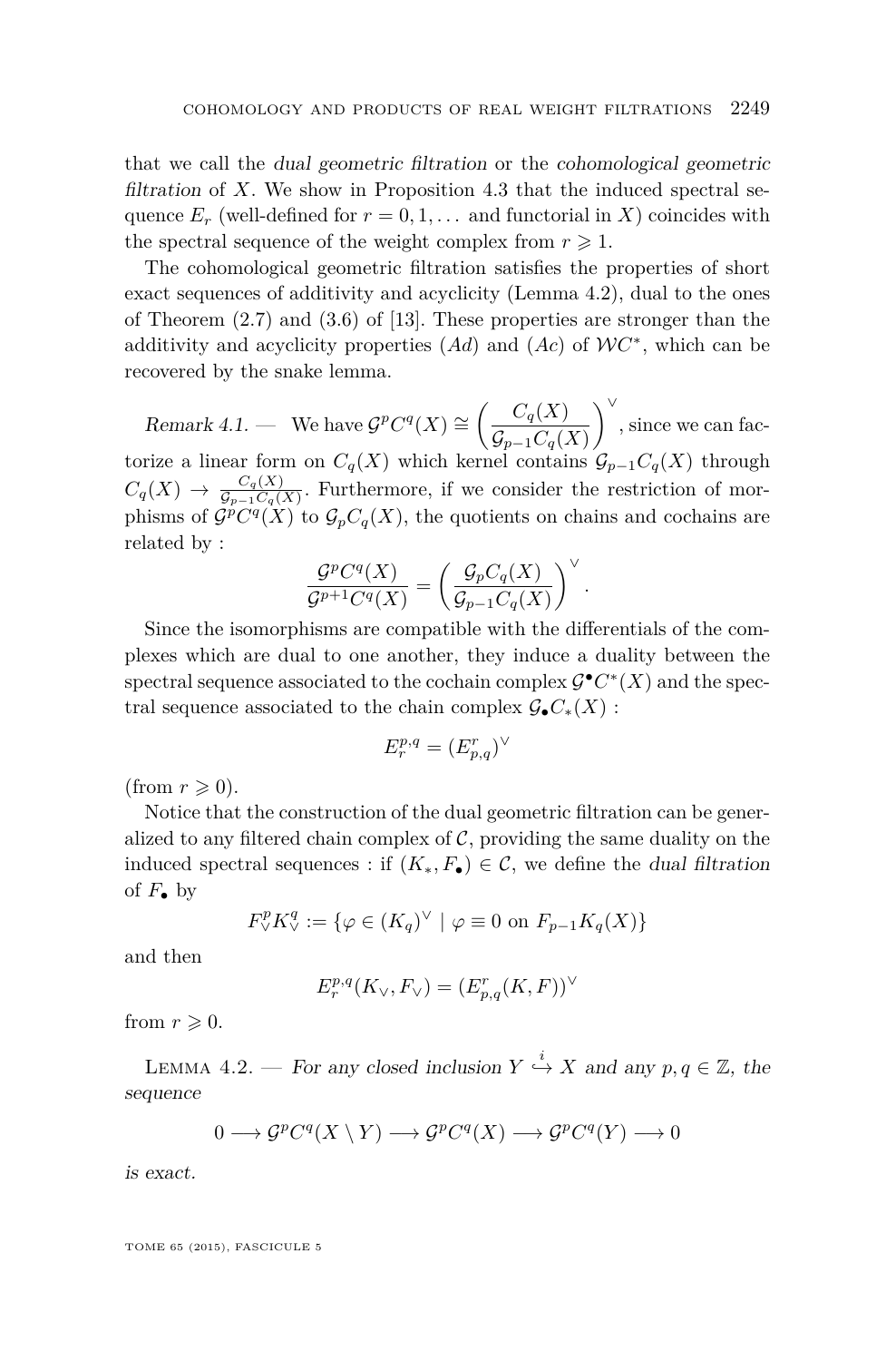that we call the *dual geometric filtration* or the *cohomological geometric filtration* of $X$. We show in Proposition 4.3 that the induced spectral sequence $E_r$ (well-defined for $r = 0, 1, \dots$ and functorial in $X$) coincides with the spectral sequence of the weight complex from $r \geqslant 1$.

The cohomological geometric filtration satisfies the properties of short exact sequences of additivity and acyclicity (Lemma 4.2), dual to the ones of Theorem (2.7) and (3.6) of [13]. These properties are stronger than the additivity and acyclicity properties $(Ad)$ and $(Ac)$ of $\mathcal{WC}^*$, which can be recovered by the snake lemma.

*Remark 4.1.* — We have $\mathcal{G}^p C^q(X) \cong \left( \dfrac{C_q(X)}{\mathcal{G}_{p-1} C_q(X)} \right)^\vee$, since we can factorize a linear form on $C_q(X)$ which kernel contains $\mathcal{G}_{p-1} C_q(X)$ through $C_q(X) \to \frac{C_q(X)}{\mathcal{G}_{p-1} C_q(X)}$. Furthermore, if we consider the restriction of morphisms of $\mathcal{G}^p C^q(X)$ to $\mathcal{G}_p C_q(X)$, the quotients on chains and cochains are related by :

$$\frac{\mathcal{G}^p C^q(X)}{\mathcal{G}^{p+1} C^q(X)} = \left( \frac{\mathcal{G}_p C_q(X)}{\mathcal{G}_{p-1} C_q(X)} \right)^\vee .$$

Since the isomorphisms are compatible with the differentials of the complexes which are dual to one another, they induce a duality between the spectral sequence associated to the cochain complex $\mathcal{G}^\bullet C^*(X)$ and the spectral sequence associated to the chain complex $\mathcal{G}_\bullet C_*(X)$ :

$$E_r^{p,q} = (E^r_{p,q})^\vee$$

(from $r \geqslant 0$).

Notice that the construction of the dual geometric filtration can be generalized to any filtered chain complex of $\mathcal{C}$, providing the same duality on the induced spectral sequences : if $(K_*, F_\bullet) \in \mathcal{C}$, we define the *dual filtration* of $F_\bullet$ by

$$F_\vee^p K_\vee^q := \{ \varphi \in (K_q)^\vee \mid \varphi \equiv 0 \text{ on } F_{p-1} K_q(X) \}$$

and then

$$E_r^{p,q}(K_\vee, F_\vee) = (E^r_{p,q}(K, F))^\vee$$

from $r \geqslant 0$.

Lemma 4.2. — *For any closed inclusion $Y \overset{i}{\hookrightarrow} X$ and any $p, q \in \mathbb{Z}$, the sequence*

$$0 \longrightarrow \mathcal{G}^p C^q(X \setminus Y) \longrightarrow \mathcal{G}^p C^q(X) \longrightarrow \mathcal{G}^p C^q(Y) \longrightarrow 0$$

*is exact.*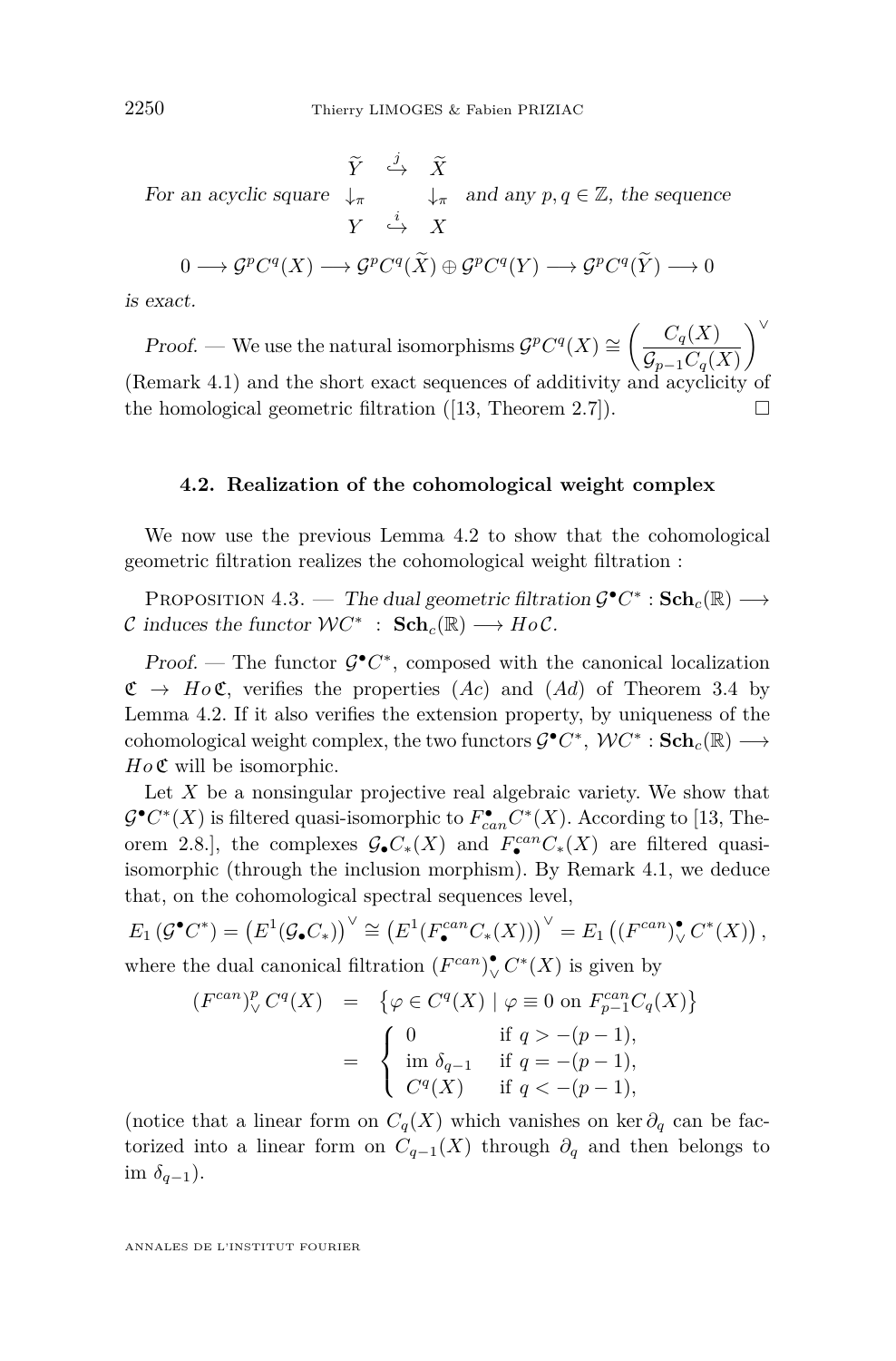For an acyclic square $\begin{array}{ccc} \widetilde{Y} & \overset{j}{\hookrightarrow} & \widetilde{X} \\ \downarrow_\pi & & \downarrow_\pi \\ Y & \overset{i}{\hookrightarrow} & X \end{array}$ and any $p, q \in \mathbb{Z}$, the sequence

$$0 \longrightarrow \mathcal{G}^p C^q(X) \longrightarrow \mathcal{G}^p C^q(\widetilde{X}) \oplus \mathcal{G}^p C^q(Y) \longrightarrow \mathcal{G}^p C^q(\widetilde{Y}) \longrightarrow 0$$

is exact.

*Proof.* — We use the natural isomorphisms $\mathcal{G}^p C^q(X) \cong \left(\dfrac{C_q(X)}{\mathcal{G}_{p-1} C_q(X)}\right)^\vee$ (Remark 4.1) and the short exact sequences of additivity and acyclicity of the homological geometric filtration ([13, Theorem 2.7]). □

### 4.2. Realization of the cohomological weight complex

We now use the previous Lemma 4.2 to show that the cohomological geometric filtration realizes the cohomological weight filtration :

Proposition 4.3. — *The dual geometric filtration $\mathcal{G}^\bullet C^* : \mathbf{Sch}_c(\mathbb{R}) \longrightarrow \mathcal{C}$ induces the functor $\mathcal{W}C^* : \mathbf{Sch}_c(\mathbb{R}) \longrightarrow Ho\,\mathcal{C}$.*

*Proof.* — The functor $\mathcal{G}^\bullet C^*$, composed with the canonical localization $\mathfrak{C} \to Ho\,\mathfrak{C}$, verifies the properties $(Ac)$ and $(Ad)$ of Theorem 3.4 by Lemma 4.2. If it also verifies the extension property, by uniqueness of the cohomological weight complex, the two functors $\mathcal{G}^\bullet C^*$, $\mathcal{W}C^* : \mathbf{Sch}_c(\mathbb{R}) \longrightarrow Ho\,\mathfrak{C}$ will be isomorphic.

Let $X$ be a nonsingular projective real algebraic variety. We show that $\mathcal{G}^\bullet C^*(X)$ is filtered quasi-isomorphic to $F^\bullet_{can} C^*(X)$. According to [13, Theorem 2.8.], the complexes $\mathcal{G}_\bullet C_*(X)$ and $F^{can}_\bullet C_*(X)$ are filtered quasi-isomorphic (through the inclusion morphism). By Remark 4.1, we deduce that, on the cohomological spectral sequences level,

$$E_1\left(\mathcal{G}^\bullet C^*\right) = \left(E^1(\mathcal{G}_\bullet C_*)\right)^\vee \cong \left(E^1(F^{can}_\bullet C_*(X))\right)^\vee = E_1\left((F^{can})^\bullet_\vee C^*(X)\right),$$

where the dual canonical filtration $(F^{can})^\bullet_\vee C^*(X)$ is given by

$$\begin{array}{rcl} (F^{can})^p_\vee C^q(X) & = & \left\{\varphi \in C^q(X) \mid \varphi \equiv 0 \text{ on } F^{can}_{p-1} C_q(X)\right\} \\ & = & \left\{\begin{array}{ll} 0 & \text{if } q > -(p-1), \\ \operatorname{im} \delta_{q-1} & \text{if } q = -(p-1), \\ C^q(X) & \text{if } q < -(p-1), \end{array}\right. \end{array}$$

(notice that a linear form on $C_q(X)$ which vanishes on $\ker \partial_q$ can be factorized into a linear form on $C_{q-1}(X)$ through $\partial_q$ and then belongs to $\operatorname{im} \delta_{q-1}$).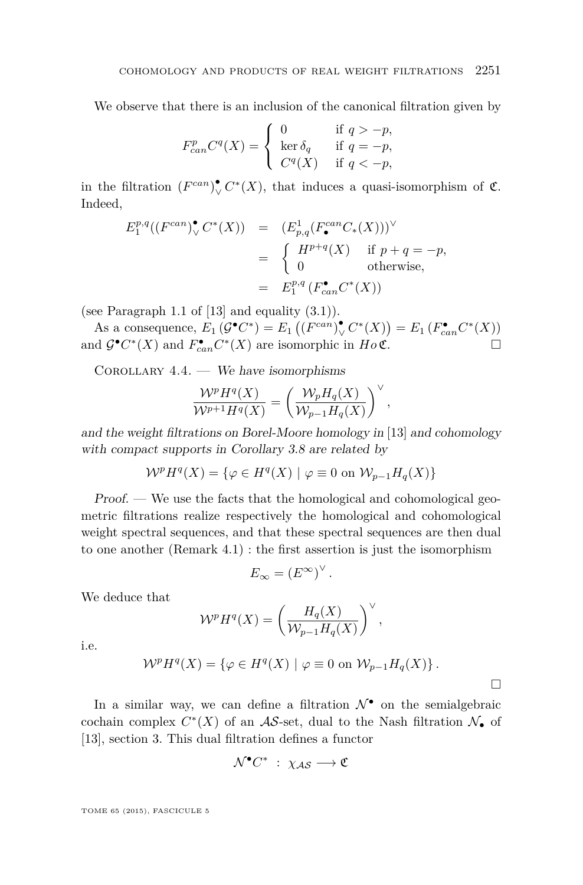We observe that there is an inclusion of the canonical filtration given by

$$F^p_{can} C^q(X) = \begin{cases} 0 & \text{if } q > -p, \\ \ker \delta_q & \text{if } q = -p, \\ C^q(X) & \text{if } q < -p, \end{cases}$$

in the filtration $(F^{can})^\bullet_\vee C^*(X)$, that induces a quasi-isomorphism of $\mathfrak{C}$. Indeed,

$$\begin{aligned} E_1^{p,q}((F^{can})^\bullet_\vee C^*(X)) &= (E^1_{p,q}(F^{can}_\bullet C_*(X)))^\vee \\ &= \begin{cases} H^{p+q}(X) & \text{if } p+q = -p, \\ 0 & \text{otherwise,} \end{cases} \\ &= E_1^{p,q}(F^\bullet_{can} C^*(X)) \end{aligned}$$

(see Paragraph 1.1 of [13] and equality (3.1)).

As a consequence, $E_1(\mathcal{G}^\bullet C^*) = E_1\left((F^{can})^\bullet_\vee C^*(X)\right) = E_1(F^\bullet_{can} C^*(X))$ and $\mathcal{G}^\bullet C^*(X)$ and $F^\bullet_{can} C^*(X)$ are isomorphic in $Ho\,\mathfrak{C}$. □

Corollary 4.4. — *We have isomorphisms*

$$\frac{\mathcal{W}^p H^q(X)}{\mathcal{W}^{p+1} H^q(X)} = \left(\frac{\mathcal{W}_p H_q(X)}{\mathcal{W}_{p-1} H_q(X)}\right)^\vee,$$

*and the weight filtrations on Borel-Moore homology in* [13] *and cohomology with compact supports in Corollary 3.8 are related by*

$$\mathcal{W}^p H^q(X) = \{\varphi \in H^q(X) \mid \varphi \equiv 0 \text{ on } \mathcal{W}_{p-1} H_q(X)\}$$

*Proof.* — We use the facts that the homological and cohomological geometric filtrations realize respectively the homological and cohomological weight spectral sequences, and that these spectral sequences are then dual to one another (Remark 4.1) : the first assertion is just the isomorphism

$$E_\infty = (E^\infty)^\vee.$$

We deduce that

$$\mathcal{W}^p H^q(X) = \left(\frac{H_q(X)}{\mathcal{W}_{p-1} H_q(X)}\right)^\vee,$$

i.e.

$$\mathcal{W}^p H^q(X) = \{\varphi \in H^q(X) \mid \varphi \equiv 0 \text{ on } \mathcal{W}_{p-1} H_q(X)\}.$$

□

In a similar way, we can define a filtration $\mathcal{N}^\bullet$ on the semialgebraic cochain complex $C^*(X)$ of an $\mathcal{AS}$-set, dual to the Nash filtration $\mathcal{N}_\bullet$ of [13], section 3. This dual filtration defines a functor

$$\mathcal{N}^\bullet C^* \ : \ \chi_{\mathcal{AS}} \longrightarrow \mathfrak{C}$$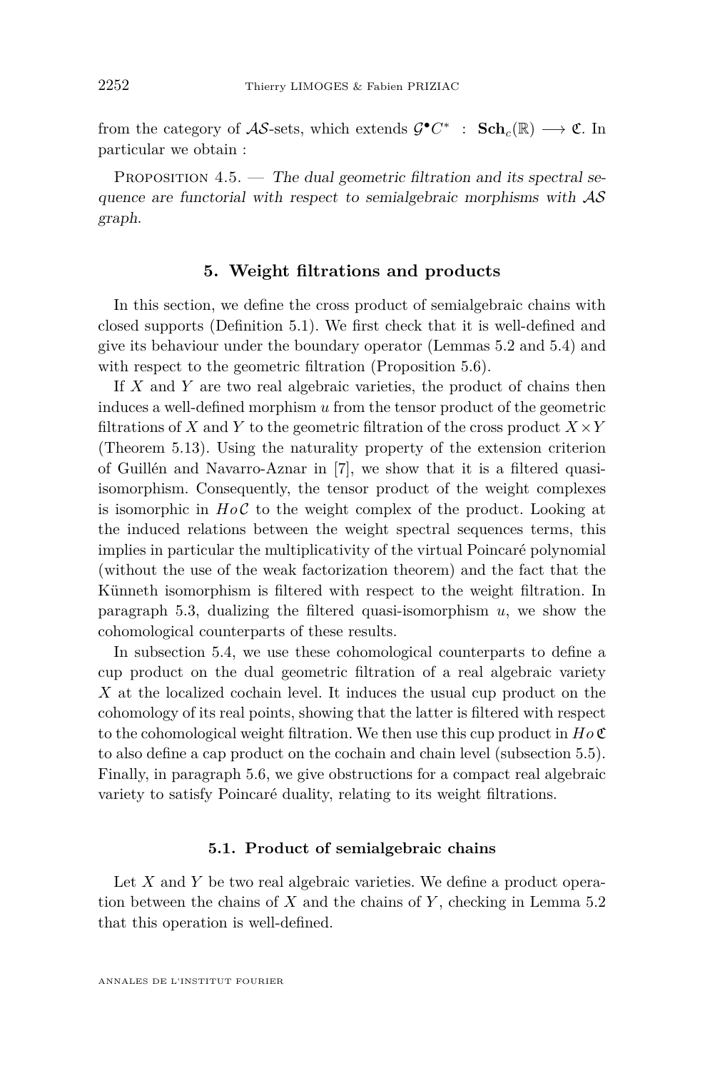from the category of $\mathcal{AS}$-sets, which extends $\mathcal{G}^\bullet C^* : \mathbf{Sch}_c(\mathbb{R}) \longrightarrow \mathfrak{C}$. In particular we obtain :

Proposition 4.5. — *The dual geometric filtration and its spectral sequence are functorial with respect to semialgebraic morphisms with $\mathcal{AS}$ graph.*

## 5. Weight filtrations and products

In this section, we define the cross product of semialgebraic chains with closed supports (Definition 5.1). We first check that it is well-defined and give its behaviour under the boundary operator (Lemmas 5.2 and 5.4) and with respect to the geometric filtration (Proposition 5.6).

If $X$ and $Y$ are two real algebraic varieties, the product of chains then induces a well-defined morphism $u$ from the tensor product of the geometric filtrations of $X$ and $Y$ to the geometric filtration of the cross product $X \times Y$ (Theorem 5.13). Using the naturality property of the extension criterion of Guillén and Navarro-Aznar in [7], we show that it is a filtered quasi-isomorphism. Consequently, the tensor product of the weight complexes is isomorphic in $Ho\,\mathcal{C}$ to the weight complex of the product. Looking at the induced relations between the weight spectral sequences terms, this implies in particular the multiplicativity of the virtual Poincaré polynomial (without the use of the weak factorization theorem) and the fact that the Künneth isomorphism is filtered with respect to the weight filtration. In paragraph 5.3, dualizing the filtered quasi-isomorphism $u$, we show the cohomological counterparts of these results.

In subsection 5.4, we use these cohomological counterparts to define a cup product on the dual geometric filtration of a real algebraic variety $X$ at the localized cochain level. It induces the usual cup product on the cohomology of its real points, showing that the latter is filtered with respect to the cohomological weight filtration. We then use this cup product in $Ho\,\mathfrak{C}$ to also define a cap product on the cochain and chain level (subsection 5.5). Finally, in paragraph 5.6, we give obstructions for a compact real algebraic variety to satisfy Poincaré duality, relating to its weight filtrations.

### 5.1. Product of semialgebraic chains

Let $X$ and $Y$ be two real algebraic varieties. We define a product operation between the chains of $X$ and the chains of $Y$, checking in Lemma 5.2 that this operation is well-defined.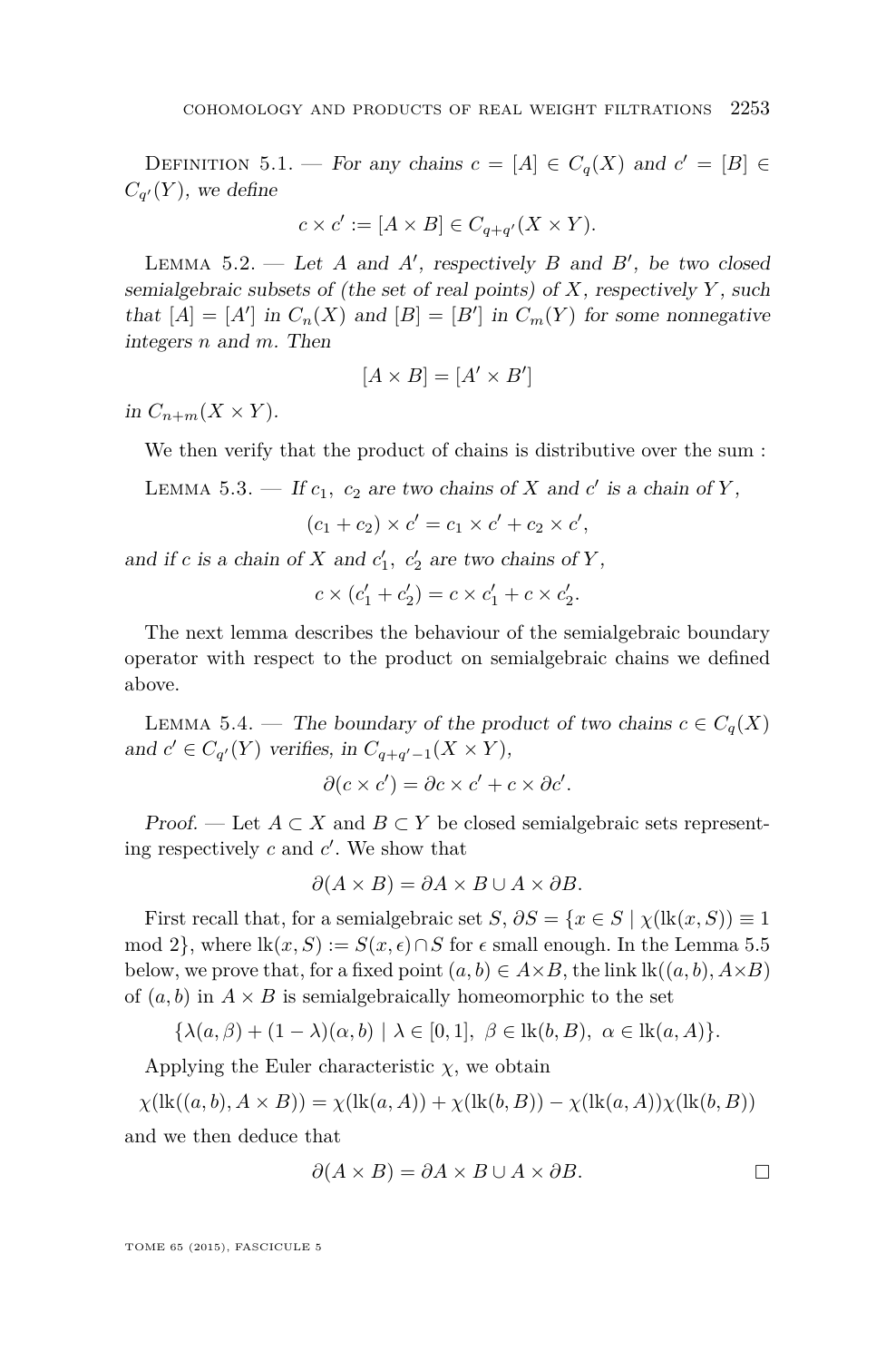Definition 5.1. — *For any chains $c = [A] \in C_q(X)$ and $c' = [B] \in C_{q'}(Y)$, we define*

$$c \times c' := [A \times B] \in C_{q+q'}(X \times Y).$$

Lemma 5.2. — *Let $A$ and $A'$, respectively $B$ and $B'$, be two closed semialgebraic subsets of (the set of real points) of $X$, respectively $Y$, such that $[A] = [A']$ in $C_n(X)$ and $[B] = [B']$ in $C_m(Y)$ for some nonnegative integers $n$ and $m$. Then*

$$[A \times B] = [A' \times B']$$

*in $C_{n+m}(X \times Y)$.*

We then verify that the product of chains is distributive over the sum :

Lemma 5.3. — *If $c_1,\ c_2$ are two chains of $X$ and $c'$ is a chain of $Y$,*

$$(c_1 + c_2) \times c' = c_1 \times c' + c_2 \times c',$$

*and if $c$ is a chain of $X$ and $c'_1,\ c'_2$ are two chains of $Y$,*

$$c \times (c'_1 + c'_2) = c \times c'_1 + c \times c'_2.$$

The next lemma describes the behaviour of the semialgebraic boundary operator with respect to the product on semialgebraic chains we defined above.

Lemma 5.4. — *The boundary of the product of two chains $c \in C_q(X)$ and $c' \in C_{q'}(Y)$ verifies, in $C_{q+q'-1}(X \times Y)$,*

$$\partial(c \times c') = \partial c \times c' + c \times \partial c'.$$

*Proof.* — Let $A \subset X$ and $B \subset Y$ be closed semialgebraic sets representing respectively $c$ and $c'$. We show that

$$\partial(A \times B) = \partial A \times B \cup A \times \partial B.$$

First recall that, for a semialgebraic set $S$, $\partial S = \{x \in S \mid \chi(\mathrm{lk}(x, S)) \equiv 1 \mod 2\}$, where $\mathrm{lk}(x, S) := S(x, \epsilon) \cap S$ for $\epsilon$ small enough. In the Lemma 5.5 below, we prove that, for a fixed point $(a, b) \in A \times B$, the link $\mathrm{lk}((a, b), A \times B)$ of $(a, b)$ in $A \times B$ is semialgebraically homeomorphic to the set

$$\{\lambda(a, \beta) + (1 - \lambda)(\alpha, b) \mid \lambda \in [0, 1],\ \beta \in \mathrm{lk}(b, B),\ \alpha \in \mathrm{lk}(a, A)\}.$$

Applying the Euler characteristic $\chi$, we obtain

$$\chi(\mathrm{lk}((a, b), A \times B)) = \chi(\mathrm{lk}(a, A)) + \chi(\mathrm{lk}(b, B)) - \chi(\mathrm{lk}(a, A))\chi(\mathrm{lk}(b, B))$$

and we then deduce that

$$\partial(A \times B) = \partial A \times B \cup A \times \partial B. \qquad \square$$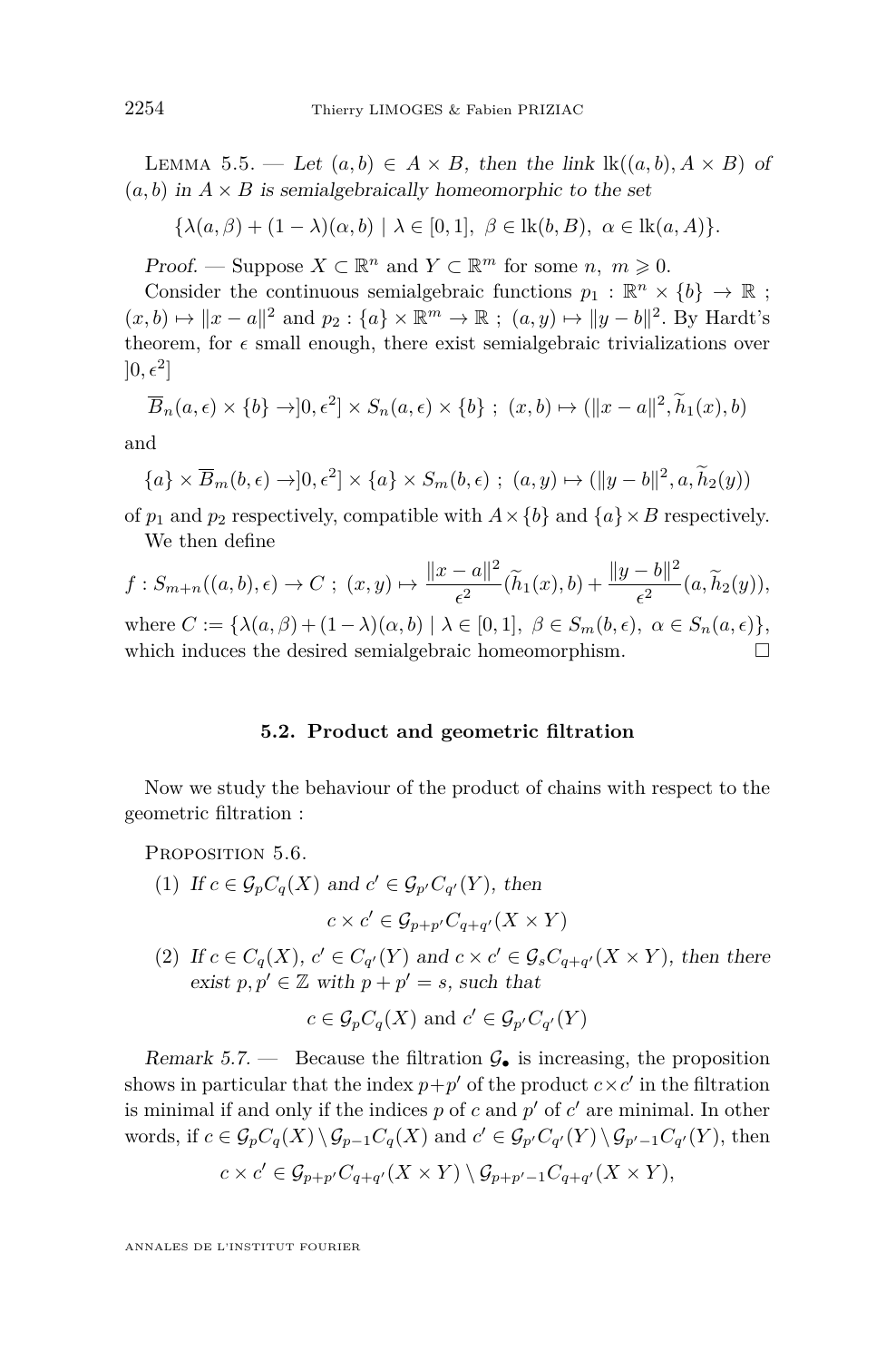Lemma 5.5. — *Let $(a,b) \in A \times B$, then the link $\mathrm{lk}((a,b), A \times B)$ of $(a,b)$ in $A \times B$ is semialgebraically homeomorphic to the set*

$$\{\lambda(a,\beta) + (1-\lambda)(\alpha,b) \mid \lambda \in [0,1],\ \beta \in \mathrm{lk}(b,B),\ \alpha \in \mathrm{lk}(a,A)\}.$$

*Proof.* — Suppose $X \subset \mathbb{R}^n$ and $Y \subset \mathbb{R}^m$ for some $n,\ m \geqslant 0$.

Consider the continuous semialgebraic functions $p_1 : \mathbb{R}^n \times \{b\} \to \mathbb{R}$ ; $(x,b) \mapsto \|x-a\|^2$ and $p_2 : \{a\} \times \mathbb{R}^m \to \mathbb{R}$ ; $(a,y) \mapsto \|y-b\|^2$. By Hardt's theorem, for $\epsilon$ small enough, there exist semialgebraic trivializations over $]0,\epsilon^2]$

$$\overline{B}_n(a,\epsilon) \times \{b\} \to ]0,\epsilon^2] \times S_n(a,\epsilon) \times \{b\} \ ; \ (x,b) \mapsto (\|x-a\|^2, \widetilde{h}_1(x), b)$$

and

$$\{a\} \times \overline{B}_m(b,\epsilon) \to ]0,\epsilon^2] \times \{a\} \times S_m(b,\epsilon) \ ; \ (a,y) \mapsto (\|y-b\|^2, a, \widetilde{h}_2(y))$$

of $p_1$ and $p_2$ respectively, compatible with $A \times \{b\}$ and $\{a\} \times B$ respectively.

We then define

$$f : S_{m+n}((a,b),\epsilon) \to C \ ; \ (x,y) \mapsto \frac{\|x-a\|^2}{\epsilon^2}(\widetilde{h}_1(x), b) + \frac{\|y-b\|^2}{\epsilon^2}(a, \widetilde{h}_2(y)),$$

where $C := \{\lambda(a,\beta) + (1-\lambda)(\alpha,b) \mid \lambda \in [0,1],\ \beta \in S_m(b,\epsilon),\ \alpha \in S_n(a,\epsilon)\}$, which induces the desired semialgebraic homeomorphism. □

### 5.2. Product and geometric filtration

Now we study the behaviour of the product of chains with respect to the geometric filtration :

Proposition 5.6.

(1) *If $c \in \mathcal{G}_p C_q(X)$ and $c' \in \mathcal{G}_{p'} C_{q'}(Y)$, then*

$$c \times c' \in \mathcal{G}_{p+p'} C_{q+q'}(X \times Y)$$

(2) *If $c \in C_q(X)$, $c' \in C_{q'}(Y)$ and $c \times c' \in \mathcal{G}_s C_{q+q'}(X \times Y)$, then there exist $p, p' \in \mathbb{Z}$ with $p + p' = s$, such that*

$$c \in \mathcal{G}_p C_q(X) \text{ and } c' \in \mathcal{G}_{p'} C_{q'}(Y)$$

*Remark 5.7.* — Because the filtration $\mathcal{G}_\bullet$ is increasing, the proposition shows in particular that the index $p+p'$ of the product $c \times c'$ in the filtration is minimal if and only if the indices $p$ of $c$ and $p'$ of $c'$ are minimal. In other words, if $c \in \mathcal{G}_p C_q(X) \setminus \mathcal{G}_{p-1} C_q(X)$ and $c' \in \mathcal{G}_{p'} C_{q'}(Y) \setminus \mathcal{G}_{p'-1} C_{q'}(Y)$, then

$$c \times c' \in \mathcal{G}_{p+p'} C_{q+q'}(X \times Y) \setminus \mathcal{G}_{p+p'-1} C_{q+q'}(X \times Y),$$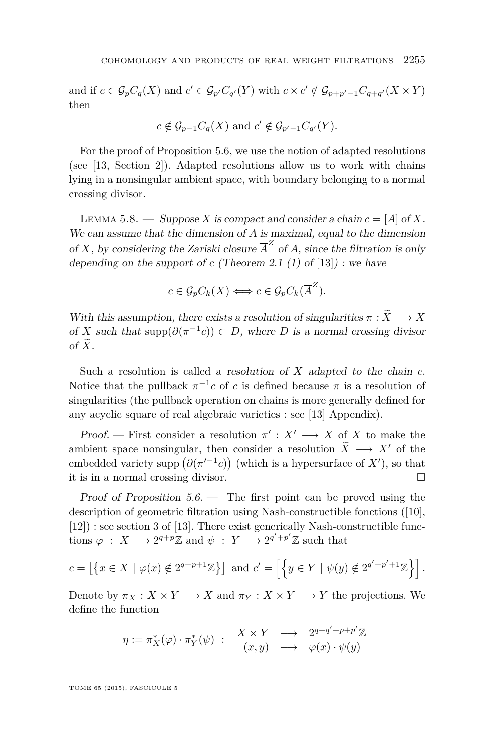and if $c \in \mathcal{G}_p C_q(X)$ and $c' \in \mathcal{G}_{p'} C_{q'}(Y)$ with $c \times c' \notin \mathcal{G}_{p+p'-1} C_{q+q'}(X \times Y)$ then

$$c \notin \mathcal{G}_{p-1} C_q(X) \text{ and } c' \notin \mathcal{G}_{p'-1} C_{q'}(Y).$$

For the proof of Proposition 5.6, we use the notion of adapted resolutions (see [13, Section 2]). Adapted resolutions allow us to work with chains lying in a nonsingular ambient space, with boundary belonging to a normal crossing divisor.

Lemma 5.8. — *Suppose $X$ is compact and consider a chain $c = [A]$ of $X$. We can assume that the dimension of $A$ is maximal, equal to the dimension of $X$, by considering the Zariski closure $\overline{A}^Z$ of $A$, since the filtration is only depending on the support of $c$ (Theorem 2.1 (1) of [13]) : we have*

$$c \in \mathcal{G}_p C_k(X) \Longleftrightarrow c \in \mathcal{G}_p C_k(\overline{A}^Z).$$

*With this assumption, there exists a resolution of singularities $\pi : \widetilde{X} \longrightarrow X$ of $X$ such that $\operatorname{supp}(\partial(\pi^{-1} c)) \subset D$, where $D$ is a normal crossing divisor of $\widetilde{X}$.*

Such a resolution is called a *resolution of $X$ adapted to the chain $c$*. Notice that the pullback $\pi^{-1} c$ of $c$ is defined because $\pi$ is a resolution of singularities (the pullback operation on chains is more generally defined for any acyclic square of real algebraic varieties : see [13] Appendix).

*Proof.* — First consider a resolution $\pi' : X' \longrightarrow X$ of $X$ to make the ambient space nonsingular, then consider a resolution $\widetilde{X} \longrightarrow X'$ of the embedded variety $\operatorname{supp}\left(\partial({\pi'}^{-1} c)\right)$ (which is a hypersurface of $X'$), so that it is in a normal crossing divisor. □

*Proof of Proposition 5.6.* — The first point can be proved using the description of geometric filtration using Nash-constructible fonctions ([10], [12]) : see section 3 of [13]. There exist generically Nash-constructible functions $\varphi : X \longrightarrow 2^{q+p}\mathbb{Z}$ and $\psi : Y \longrightarrow 2^{q'+p'}\mathbb{Z}$ such that

$$c = \left[\left\{x \in X \mid \varphi(x) \notin 2^{q+p+1}\mathbb{Z}\right\}\right] \text{ and } c' = \left[\left\{y \in Y \mid \psi(y) \notin 2^{q'+p'+1}\mathbb{Z}\right\}\right].$$

Denote by $\pi_X : X \times Y \longrightarrow X$ and $\pi_Y : X \times Y \longrightarrow Y$ the projections. We define the function

$$\eta := \pi_X^*(\varphi) \cdot \pi_Y^*(\psi) \ : \ \begin{array}{ccc} X \times Y & \longrightarrow & 2^{q+q'+p+p'}\mathbb{Z} \\ (x,y) & \longmapsto & \varphi(x) \cdot \psi(y) \end{array}$$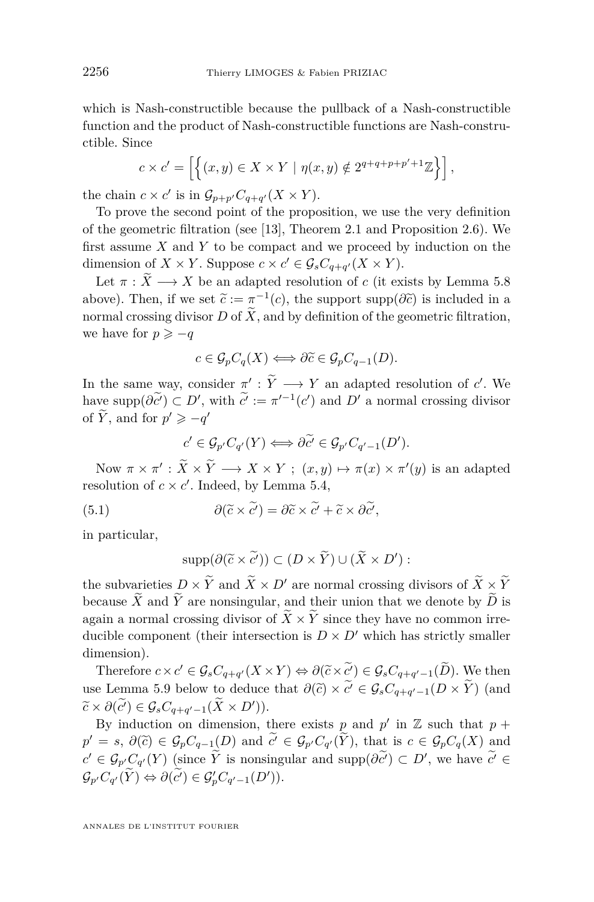which is Nash-constructible because the pullback of a Nash-constructible function and the product of Nash-constructible functions are Nash-constructible. Since

$$c \times c' = \left[\left\{(x,y) \in X \times Y \mid \eta(x,y) \notin 2^{q+q+p+p'+1}\mathbb{Z}\right\}\right],$$

the chain $c \times c'$ is in $\mathcal{G}_{p+p'}C_{q+q'}(X \times Y)$.

To prove the second point of the proposition, we use the very definition of the geometric filtration (see [13], Theorem 2.1 and Proposition 2.6). We first assume $X$ and $Y$ to be compact and we proceed by induction on the dimension of $X \times Y$. Suppose $c \times c' \in \mathcal{G}_s C_{q+q'}(X \times Y)$.

Let $\pi : \widetilde{X} \longrightarrow X$ be an adapted resolution of $c$ (it exists by Lemma 5.8 above). Then, if we set $\widetilde{c} := \pi^{-1}(c)$, the support $\operatorname{supp}(\partial\widetilde{c})$ is included in a normal crossing divisor $D$ of $\widetilde{X}$, and by definition of the geometric filtration, we have for $p \geqslant -q$

$$c \in \mathcal{G}_p C_q(X) \Longleftrightarrow \partial\widetilde{c} \in \mathcal{G}_p C_{q-1}(D).$$

In the same way, consider $\pi' : \widetilde{Y} \longrightarrow Y$ an adapted resolution of $c'$. We have $\operatorname{supp}(\partial\widetilde{c'}) \subset D'$, with $\widetilde{c'} := \pi'^{-1}(c')$ and $D'$ a normal crossing divisor of $\widetilde{Y}$, and for $p' \geqslant -q'$

$$c' \in \mathcal{G}_{p'} C_{q'}(Y) \Longleftrightarrow \partial\widetilde{c'} \in \mathcal{G}_{p'} C_{q'-1}(D').$$

Now $\pi \times \pi' : \widetilde{X} \times \widetilde{Y} \longrightarrow X \times Y$ ; $(x,y) \mapsto \pi(x) \times \pi'(y)$ is an adapted resolution of $c \times c'$. Indeed, by Lemma 5.4,

$$\partial(\widetilde{c} \times \widetilde{c'}) = \partial\widetilde{c} \times \widetilde{c'} + \widetilde{c} \times \partial\widetilde{c'}, \tag{5.1}$$

in particular,

$$\operatorname{supp}(\partial(\widetilde{c} \times \widetilde{c'})) \subset (D \times \widetilde{Y}) \cup (\widetilde{X} \times D') :$$

the subvarieties $D \times \widetilde{Y}$ and $\widetilde{X} \times D'$ are normal crossing divisors of $\widetilde{X} \times \widetilde{Y}$ because $\widetilde{X}$ and $\widetilde{Y}$ are nonsingular, and their union that we denote by $\widetilde{D}$ is again a normal crossing divisor of $\widetilde{X} \times \widetilde{Y}$ since they have no common irreducible component (their intersection is $D \times D'$ which has strictly smaller dimension).

Therefore $c \times c' \in \mathcal{G}_s C_{q+q'}(X \times Y) \Leftrightarrow \partial(\widetilde{c} \times \widetilde{c'}) \in \mathcal{G}_s C_{q+q'-1}(\widetilde{D})$. We then use Lemma 5.9 below to deduce that $\partial(\widetilde{c}) \times \widetilde{c'} \in \mathcal{G}_s C_{q+q'-1}(D \times \widetilde{Y})$ (and $\widetilde{c} \times \partial(\widetilde{c'}) \in \mathcal{G}_s C_{q+q'-1}(\widetilde{X} \times D')$).

By induction on dimension, there exists $p$ and $p'$ in $\mathbb{Z}$ such that $p + p' = s$, $\partial(\widetilde{c}) \in \mathcal{G}_p C_{q-1}(D)$ and $\widetilde{c'} \in \mathcal{G}_{p'} C_{q'}(\widetilde{Y})$, that is $c \in \mathcal{G}_p C_q(X)$ and $c' \in \mathcal{G}_{p'} C_{q'}(Y)$ (since $\widetilde{Y}$ is nonsingular and $\operatorname{supp}(\partial\widetilde{c'}) \subset D'$, we have $\widetilde{c'} \in \mathcal{G}_{p'} C_{q'}(\widetilde{Y}) \Leftrightarrow \partial(\widetilde{c'}) \in \mathcal{G}'_p C_{q'-1}(D')$).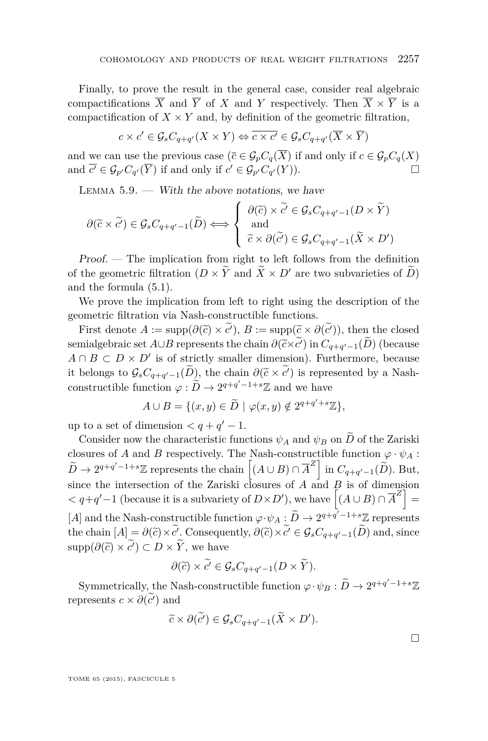Finally, to prove the result in the general case, consider real algebraic compactifications $\overline{X}$ and $\overline{Y}$ of $X$ and $Y$ respectively. Then $\overline{X} \times \overline{Y}$ is a compactification of $X \times Y$ and, by definition of the geometric filtration,

$$c \times c' \in \mathcal{G}_s C_{q+q'}(X \times Y) \Leftrightarrow \overline{c \times c'} \in \mathcal{G}_s C_{q+q'}(\overline{X} \times \overline{Y})$$

and we can use the previous case ($\overline{c} \in \mathcal{G}_p C_q(\overline{X})$ if and only if $c \in \mathcal{G}_p C_q(X)$ and $\overline{c'} \in \mathcal{G}_{p'} C_{q'}(\overline{Y})$ if and only if $c' \in \mathcal{G}_{p'} C_{q'}(Y)$). $\square$

Lemma 5.9. — *With the above notations, we have*

$$\partial(\widetilde{c} \times \widetilde{c'}) \in \mathcal{G}_s C_{q+q'-1}(\widetilde{D}) \Longleftrightarrow \begin{cases} \partial(\widetilde{c}) \times \widetilde{c'} \in \mathcal{G}_s C_{q+q'-1}(D \times \widetilde{Y}) \\ \text{ and} \\ \widetilde{c} \times \partial(\widetilde{c'}) \in \mathcal{G}_s C_{q+q'-1}(\widetilde{X} \times D') \end{cases}$$

*Proof.* — The implication from right to left follows from the definition of the geometric filtration ($D \times \widetilde{Y}$ and $\widetilde{X} \times D'$ are two subvarieties of $\widetilde{D}$) and the formula (5.1).

We prove the implication from left to right using the description of the geometric filtration via Nash-constructible functions.

First denote $A := \operatorname{supp}(\partial(\widetilde{c}) \times \widetilde{c'})$, $B := \operatorname{supp}(\widetilde{c} \times \partial(\widetilde{c'}))$, then the closed semialgebraic set $A \cup B$ represents the chain $\partial(\widetilde{c} \times \widetilde{c'})$ in $C_{q+q'-1}(\widetilde{D})$ (because $A \cap B \subset D \times D'$ is of strictly smaller dimension). Furthermore, because it belongs to $\mathcal{G}_s C_{q+q'-1}(\widetilde{D})$, the chain $\partial(\widetilde{c} \times \widetilde{c'})$ is represented by a Nash-constructible function $\varphi : \widetilde{D} \to 2^{q+q'-1+s}\mathbb{Z}$ and we have

$$A \cup B = \{(x,y) \in \widetilde{D} \mid \varphi(x,y) \notin 2^{q+q'+s}\mathbb{Z}\},$$

up to a set of dimension $< q + q' - 1$.

Consider now the characteristic functions $\psi_A$ and $\psi_B$ on $\widetilde{D}$ of the Zariski closures of $A$ and $B$ respectively. The Nash-constructible function $\varphi \cdot \psi_A : \widetilde{D} \to 2^{q+q'-1+s}\mathbb{Z}$ represents the chain $\left[(A \cup B) \cap \overline{A}^Z\right]$ in $C_{q+q'-1}(\widetilde{D})$. But, since the intersection of the Zariski closures of $A$ and $B$ is of dimension $< q+q'-1$ (because it is a subvariety of $D \times D'$), we have $\left[(A \cup B) \cap \overline{A}^Z\right] = [A]$ and the Nash-constructible function $\varphi \cdot \psi_A : \widetilde{D} \to 2^{q+q'-1+s}\mathbb{Z}$ represents the chain $[A] = \partial(\widetilde{c}) \times \widetilde{c'}$. Consequently, $\partial(\widetilde{c}) \times \widetilde{c'} \in \mathcal{G}_s C_{q+q'-1}(\widetilde{D})$ and, since $\operatorname{supp}(\partial(\widetilde{c}) \times \widetilde{c'}) \subset D \times \widetilde{Y}$, we have

$$\partial(\widetilde{c}) \times \widetilde{c'} \in \mathcal{G}_s C_{q+q'-1}(D \times \widetilde{Y}).$$

Symmetrically, the Nash-constructible function $\varphi \cdot \psi_B : \widetilde{D} \to 2^{q+q'-1+s}\mathbb{Z}$ represents $c \times \partial(\widetilde{c'})$ and

$$\widetilde{c} \times \partial(\widetilde{c'}) \in \mathcal{G}_s C_{q+q'-1}(\widetilde{X} \times D').$$

$\square$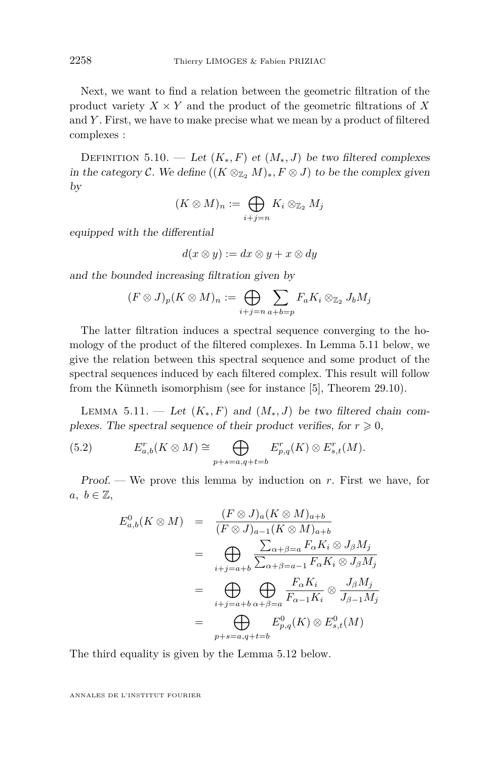Next, we want to find a relation between the geometric filtration of the product variety $X \times Y$ and the product of the geometric filtrations of $X$ and $Y$. First, we have to make precise what we mean by a product of filtered complexes :

Definition 5.10. — *Let $(K_*, F)$ et $(M_*, J)$ be two filtered complexes in the category $\mathcal{C}$. We define $((K \otimes_{\mathbb{Z}_2} M)_*, F \otimes J)$ to be the complex given by*

$$(K \otimes M)_n := \bigoplus_{i+j=n} K_i \otimes_{\mathbb{Z}_2} M_j$$

*equipped with the differential*

$$d(x \otimes y) := dx \otimes y + x \otimes dy$$

*and the bounded increasing filtration given by*

$$(F \otimes J)_p (K \otimes M)_n := \bigoplus_{i+j=n} \sum_{a+b=p} F_a K_i \otimes_{\mathbb{Z}_2} J_b M_j$$

The latter filtration induces a spectral sequence converging to the homology of the product of the filtered complexes. In Lemma 5.11 below, we give the relation between this spectral sequence and some product of the spectral sequences induced by each filtered complex. This result will follow from the Künneth isomorphism (see for instance [5], Theorem 29.10).

Lemma 5.11. — *Let $(K_*, F)$ and $(M_*, J)$ be two filtered chain complexes. The spectral sequence of their product verifies, for $r \geqslant 0$,*

$$E^r_{a,b}(K \otimes M) \cong \bigoplus_{p+s=a, q+t=b} E^r_{p,q}(K) \otimes E^r_{s,t}(M). \tag{5.2}$$

*Proof.* — We prove this lemma by induction on $r$. First we have, for $a,\ b \in \mathbb{Z}$,

$$\begin{aligned}
E^0_{a,b}(K \otimes M) &= \frac{(F \otimes J)_a (K \otimes M)_{a+b}}{(F \otimes J)_{a-1} (K \otimes M)_{a+b}} \\
&= \bigoplus_{i+j=a+b} \frac{\sum_{\alpha+\beta=a} F_\alpha K_i \otimes J_\beta M_j}{\sum_{\alpha+\beta=a-1} F_\alpha K_i \otimes J_\beta M_j} \\
&= \bigoplus_{i+j=a+b} \bigoplus_{\alpha+\beta=a} \frac{F_\alpha K_i}{F_{\alpha-1} K_i} \otimes \frac{J_\beta M_j}{J_{\beta-1} M_j} \\
&= \bigoplus_{p+s=a, q+t=b} E^0_{p,q}(K) \otimes E^0_{s,t}(M)
\end{aligned}$$

The third equality is given by the Lemma 5.12 below.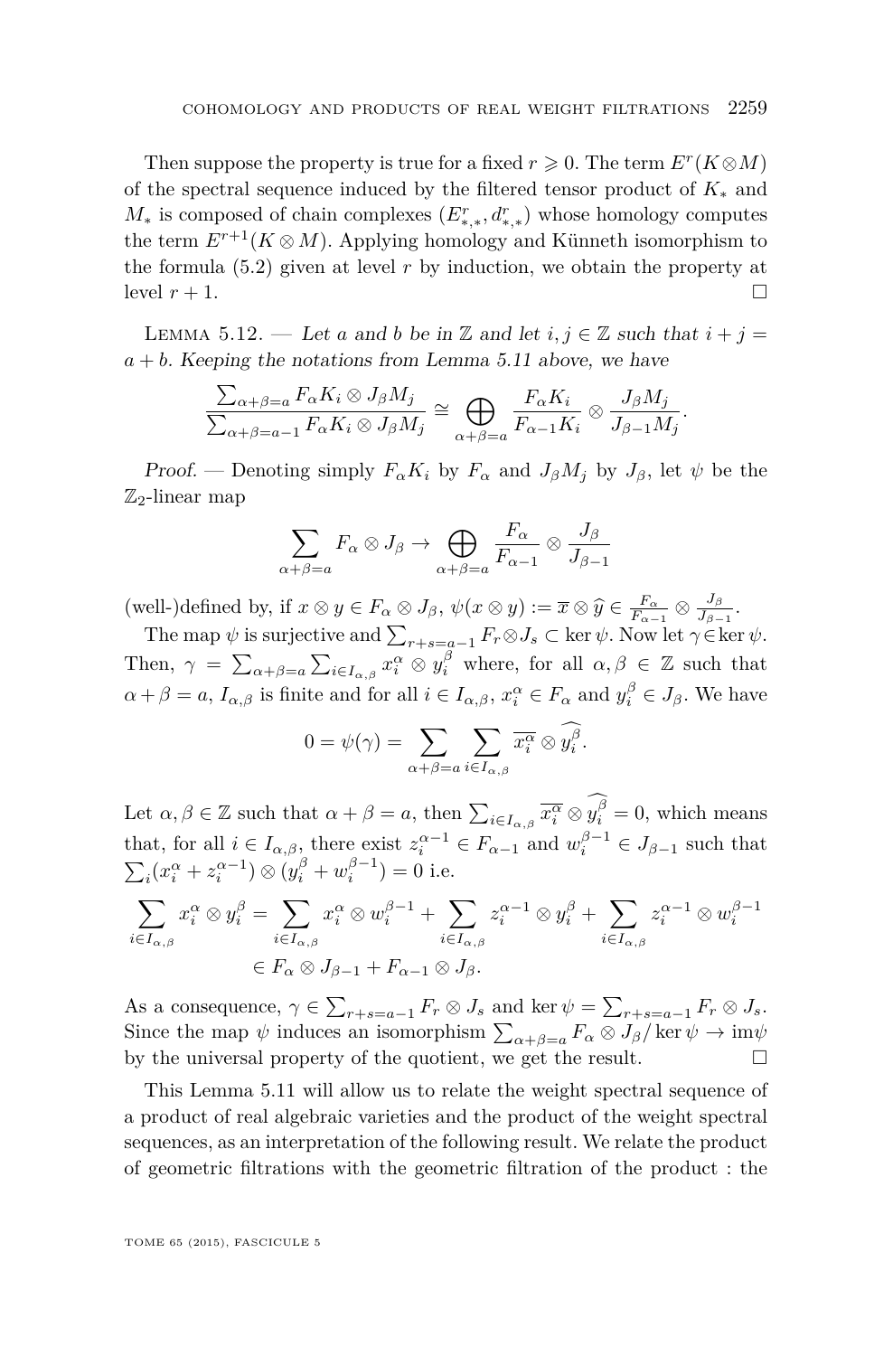Then suppose the property is true for a fixed $r \geqslant 0$. The term $E^r(K\otimes M)$ of the spectral sequence induced by the filtered tensor product of $K_*$ and $M_*$ is composed of chain complexes $(E^r_{*,*}, d^r_{*,*})$ whose homology computes the term $E^{r+1}(K\otimes M)$. Applying homology and Künneth isomorphism to the formula (5.2) given at level $r$ by induction, we obtain the property at level $r+1$. □

Lemma 5.12. — *Let $a$ and $b$ be in $\mathbb{Z}$ and let $i, j \in \mathbb{Z}$ such that $i+j = a+b$. Keeping the notations from Lemma 5.11 above, we have*

$$\frac{\sum_{\alpha+\beta=a} F_\alpha K_i \otimes J_\beta M_j}{\sum_{\alpha+\beta=a-1} F_\alpha K_i \otimes J_\beta M_j} \cong \bigoplus_{\alpha+\beta=a} \frac{F_\alpha K_i}{F_{\alpha-1}K_i} \otimes \frac{J_\beta M_j}{J_{\beta-1}M_j}.$$

*Proof.* — Denoting simply $F_\alpha K_i$ by $F_\alpha$ and $J_\beta M_j$ by $J_\beta$, let $\psi$ be the $\mathbb{Z}_2$-linear map

$$\sum_{\alpha+\beta=a} F_\alpha \otimes J_\beta \to \bigoplus_{\alpha+\beta=a} \frac{F_\alpha}{F_{\alpha-1}} \otimes \frac{J_\beta}{J_{\beta-1}}$$

(well-)defined by, if $x\otimes y \in F_\alpha \otimes J_\beta$, $\psi(x\otimes y) := \overline{x} \otimes \widehat{y} \in \frac{F_\alpha}{F_{\alpha-1}} \otimes \frac{J_\beta}{J_{\beta-1}}$.

The map $\psi$ is surjective and $\sum_{r+s=a-1} F_r \otimes J_s \subset \ker \psi$. Now let $\gamma \in \ker \psi$. Then, $\gamma = \sum_{\alpha+\beta=a} \sum_{i\in I_{\alpha,\beta}} x_i^\alpha \otimes y_i^\beta$ where, for all $\alpha, \beta \in \mathbb{Z}$ such that $\alpha+\beta = a$, $I_{\alpha,\beta}$ is finite and for all $i \in I_{\alpha,\beta}$, $x_i^\alpha \in F_\alpha$ and $y_i^\beta \in J_\beta$. We have

$$0 = \psi(\gamma) = \sum_{\alpha+\beta=a} \sum_{i\in I_{\alpha,\beta}} \overline{x_i^\alpha} \otimes \widehat{y_i^\beta}.$$

Let $\alpha, \beta \in \mathbb{Z}$ such that $\alpha+\beta = a$, then $\sum_{i\in I_{\alpha,\beta}} \overline{x_i^\alpha} \otimes \widehat{y_i^\beta} = 0$, which means that, for all $i \in I_{\alpha,\beta}$, there exist $z_i^{\alpha-1} \in F_{\alpha-1}$ and $w_i^{\beta-1} \in J_{\beta-1}$ such that $\sum_i (x_i^\alpha + z_i^{\alpha-1}) \otimes (y_i^\beta + w_i^{\beta-1}) = 0$ i.e.

$$\begin{aligned}\sum_{i\in I_{\alpha,\beta}} x_i^\alpha \otimes y_i^\beta &= \sum_{i\in I_{\alpha,\beta}} x_i^\alpha \otimes w_i^{\beta-1} + \sum_{i\in I_{\alpha,\beta}} z_i^{\alpha-1} \otimes y_i^\beta + \sum_{i\in I_{\alpha,\beta}} z_i^{\alpha-1} \otimes w_i^{\beta-1} \\ &\in F_\alpha \otimes J_{\beta-1} + F_{\alpha-1} \otimes J_\beta.\end{aligned}$$

As a consequence, $\gamma \in \sum_{r+s=a-1} F_r \otimes J_s$ and $\ker \psi = \sum_{r+s=a-1} F_r \otimes J_s$. Since the map $\psi$ induces an isomorphism $\sum_{\alpha+\beta=a} F_\alpha \otimes J_\beta / \ker\psi \to \mathrm{im}\psi$ by the universal property of the quotient, we get the result. □

This Lemma 5.11 will allow us to relate the weight spectral sequence of a product of real algebraic varieties and the product of the weight spectral sequences, as an interpretation of the following result. We relate the product of geometric filtrations with the geometric filtration of the product : the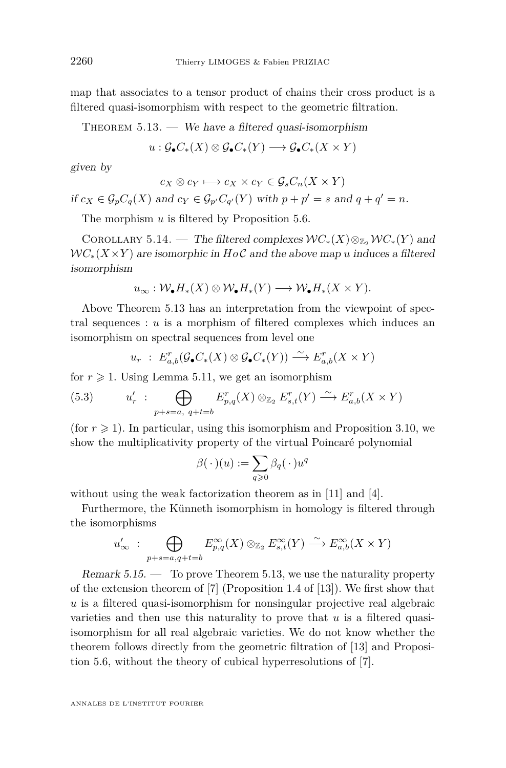map that associates to a tensor product of chains their cross product is a filtered quasi-isomorphism with respect to the geometric filtration.

Theorem 5.13. — *We have a filtered quasi-isomorphism*

$$u : \mathcal{G}_\bullet C_*(X) \otimes \mathcal{G}_\bullet C_*(Y) \longrightarrow \mathcal{G}_\bullet C_*(X \times Y)$$

*given by*

$$c_X \otimes c_Y \longmapsto c_X \times c_Y \in \mathcal{G}_s C_n(X \times Y)$$

*if* $c_X \in \mathcal{G}_p C_q(X)$ *and* $c_Y \in \mathcal{G}_{p'} C_{q'}(Y)$ *with* $p + p' = s$ *and* $q + q' = n$.

The morphism $u$ is filtered by Proposition 5.6.

Corollary 5.14. — *The filtered complexes* $\mathcal{W}C_*(X) \otimes_{\mathbb{Z}_2} \mathcal{W}C_*(Y)$ *and* $\mathcal{W}C_*(X \times Y)$ *are isomorphic in* $Ho\,\mathcal{C}$ *and the above map* $u$ *induces a filtered isomorphism*

$$u_\infty : \mathcal{W}_\bullet H_*(X) \otimes \mathcal{W}_\bullet H_*(Y) \longrightarrow \mathcal{W}_\bullet H_*(X \times Y).$$

Above Theorem 5.13 has an interpretation from the viewpoint of spectral sequences : $u$ is a morphism of filtered complexes which induces an isomorphism on spectral sequences from level one

$$u_r \ : \ E^r_{a,b}(\mathcal{G}_\bullet C_*(X) \otimes \mathcal{G}_\bullet C_*(Y)) \xrightarrow{\sim} E^r_{a,b}(X \times Y)$$

for $r \geqslant 1$. Using Lemma 5.11, we get an isomorphism

$$u'_r \ : \ \bigoplus_{p+s=a,\ q+t=b} E^r_{p,q}(X) \otimes_{\mathbb{Z}_2} E^r_{s,t}(Y) \xrightarrow{\sim} E^r_{a,b}(X \times Y) \tag{5.3}$$

(for $r \geqslant 1$). In particular, using this isomorphism and Proposition 3.10, we show the multiplicativity property of the virtual Poincaré polynomial

$$\beta(\,\cdot\,)(u) := \sum_{q \geqslant 0} \beta_q(\,\cdot\,) u^q$$

without using the weak factorization theorem as in [11] and [4].

Furthermore, the Künneth isomorphism in homology is filtered through the isomorphisms

$$u'_\infty \ : \ \bigoplus_{p+s=a, q+t=b} E^\infty_{p,q}(X) \otimes_{\mathbb{Z}_2} E^\infty_{s,t}(Y) \xrightarrow{\sim} E^\infty_{a,b}(X \times Y)$$

*Remark 5.15.* — To prove Theorem 5.13, we use the naturality property of the extension theorem of [7] (Proposition 1.4 of [13]). We first show that $u$ is a filtered quasi-isomorphism for nonsingular projective real algebraic varieties and then use this naturality to prove that $u$ is a filtered quasi-isomorphism for all real algebraic varieties. We do not know whether the theorem follows directly from the geometric filtration of [13] and Proposition 5.6, without the theory of cubical hyperresolutions of [7].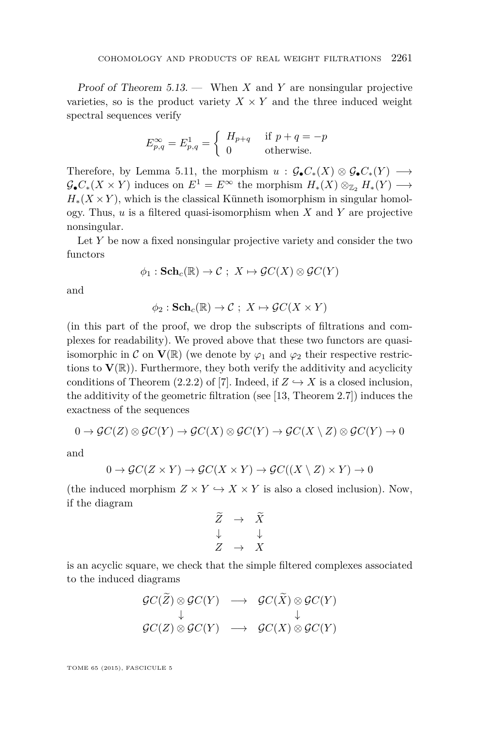*Proof of Theorem 5.13.* — When $X$ and $Y$ are nonsingular projective varieties, so is the product variety $X \times Y$ and the three induced weight spectral sequences verify

$$E^{\infty}_{p,q} = E^1_{p,q} = \begin{cases} H_{p+q} & \text{if } p+q=-p \\ 0 & \text{otherwise.} \end{cases}$$

Therefore, by Lemma 5.11, the morphism $u : \mathcal{G}_{\bullet}C_*(X) \otimes \mathcal{G}_{\bullet}C_*(Y) \longrightarrow \mathcal{G}_{\bullet}C_*(X \times Y)$ induces on $E^1 = E^{\infty}$ the morphism $H_*(X) \otimes_{\mathbb{Z}_2} H_*(Y) \longrightarrow H_*(X \times Y)$, which is the classical Künneth isomorphism in singular homology. Thus, $u$ is a filtered quasi-isomorphism when $X$ and $Y$ are projective nonsingular.

Let $Y$ be now a fixed nonsingular projective variety and consider the two functors

$$\phi_1 : \mathbf{Sch}_c(\mathbb{R}) \to \mathcal{C}\ ;\ X \mapsto \mathcal{G}C(X) \otimes \mathcal{G}C(Y)$$

and

$$\phi_2 : \mathbf{Sch}_c(\mathbb{R}) \to \mathcal{C}\ ;\ X \mapsto \mathcal{G}C(X \times Y)$$

(in this part of the proof, we drop the subscripts of filtrations and complexes for readability). We proved above that these two functors are quasi-isomorphic in $\mathcal{C}$ on $\mathbf{V}(\mathbb{R})$ (we denote by $\varphi_1$ and $\varphi_2$ their respective restrictions to $\mathbf{V}(\mathbb{R})$). Furthermore, they both verify the additivity and acyclicity conditions of Theorem (2.2.2) of [7]. Indeed, if $Z \hookrightarrow X$ is a closed inclusion, the additivity of the geometric filtration (see [13, Theorem 2.7]) induces the exactness of the sequences

$$0 \to \mathcal{G}C(Z) \otimes \mathcal{G}C(Y) \to \mathcal{G}C(X) \otimes \mathcal{G}C(Y) \to \mathcal{G}C(X \setminus Z) \otimes \mathcal{G}C(Y) \to 0$$

and

$$0 \to \mathcal{G}C(Z \times Y) \to \mathcal{G}C(X \times Y) \to \mathcal{G}C((X \setminus Z) \times Y) \to 0$$

(the induced morphism $Z \times Y \hookrightarrow X \times Y$ is also a closed inclusion). Now, if the diagram

$$\begin{array}{ccc} \widetilde{Z} & \to & \widetilde{X} \\ \downarrow & & \downarrow \\ Z & \to & X \end{array}$$

is an acyclic square, we check that the simple filtered complexes associated to the induced diagrams

$$\begin{array}{ccc} \mathcal{G}C(\widetilde{Z}) \otimes \mathcal{G}C(Y) & \longrightarrow & \mathcal{G}C(\widetilde{X}) \otimes \mathcal{G}C(Y) \\ \downarrow & & \downarrow \\ \mathcal{G}C(Z) \otimes \mathcal{G}C(Y) & \longrightarrow & \mathcal{G}C(X) \otimes \mathcal{G}C(Y) \end{array}$$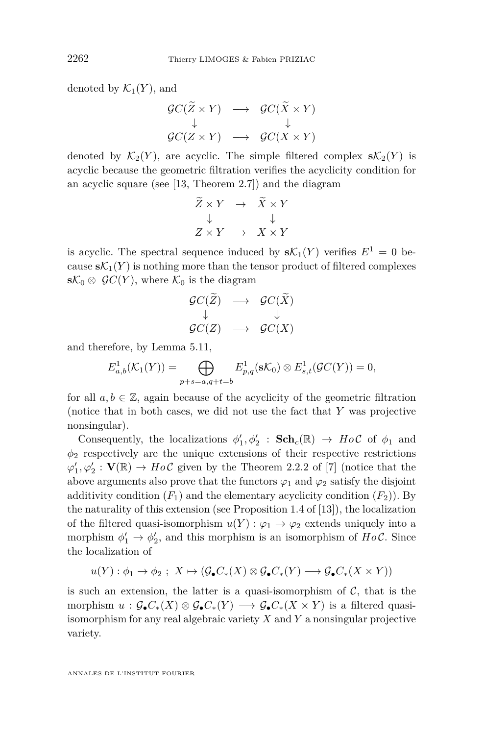denoted by $\mathcal{K}_1(Y)$, and

$$\begin{array}{ccc} \mathcal{G}C(\widetilde{Z}\times Y) & \longrightarrow & \mathcal{G}C(\widetilde{X}\times Y) \\ \downarrow & & \downarrow \\ \mathcal{G}C(Z\times Y) & \longrightarrow & \mathcal{G}C(X\times Y) \end{array}$$

denoted by $\mathcal{K}_2(Y)$, are acyclic. The simple filtered complex $\mathbf{s}\mathcal{K}_2(Y)$ is acyclic because the geometric filtration verifies the acyclicity condition for an acyclic square (see [13, Theorem 2.7]) and the diagram

$$\begin{array}{ccc} \widetilde{Z}\times Y & \to & \widetilde{X}\times Y \\ \downarrow & & \downarrow \\ Z\times Y & \to & X\times Y \end{array}$$

is acyclic. The spectral sequence induced by $\mathbf{s}\mathcal{K}_1(Y)$ verifies $E^1 = 0$ because $\mathbf{s}\mathcal{K}_1(Y)$ is nothing more than the tensor product of filtered complexes $\mathbf{s}\mathcal{K}_0 \otimes \mathcal{G}C(Y)$, where $\mathcal{K}_0$ is the diagram

$$\begin{array}{ccc} \mathcal{G}C(\widetilde{Z}) & \longrightarrow & \mathcal{G}C(\widetilde{X}) \\ \downarrow & & \downarrow \\ \mathcal{G}C(Z) & \longrightarrow & \mathcal{G}C(X) \end{array}$$

and therefore, by Lemma 5.11,

$$E^1_{a,b}(\mathcal{K}_1(Y)) = \bigoplus_{p+s=a,q+t=b} E^1_{p,q}(\mathbf{s}\mathcal{K}_0)\otimes E^1_{s,t}(\mathcal{G}C(Y)) = 0,$$

for all $a,b\in\mathbb{Z}$, again because of the acyclicity of the geometric filtration (notice that in both cases, we did not use the fact that $Y$ was projective nonsingular).

Consequently, the localizations $\phi'_1,\phi'_2 : \mathbf{Sch}_c(\mathbb{R}) \to Ho\,\mathcal{C}$ of $\phi_1$ and $\phi_2$ respectively are the unique extensions of their respective restrictions $\varphi'_1,\varphi'_2 : \mathbf{V}(\mathbb{R}) \to Ho\,\mathcal{C}$ given by the Theorem 2.2.2 of [7] (notice that the above arguments also prove that the functors $\varphi_1$ and $\varphi_2$ satisfy the disjoint additivity condition $(F_1)$ and the elementary acyclicity condition $(F_2)$). By the naturality of this extension (see Proposition 1.4 of [13]), the localization of the filtered quasi-isomorphism $u(Y) : \varphi_1 \to \varphi_2$ extends uniquely into a morphism $\phi'_1 \to \phi'_2$, and this morphism is an isomorphism of $Ho\,\mathcal{C}$. Since the localization of

$$u(Y) : \phi_1 \to \phi_2 \ ;\ X \mapsto (\mathcal{G}_\bullet C_*(X)\otimes\mathcal{G}_\bullet C_*(Y) \longrightarrow \mathcal{G}_\bullet C_*(X\times Y))$$

is such an extension, the latter is a quasi-isomorphism of $\mathcal{C}$, that is the morphism $u : \mathcal{G}_\bullet C_*(X)\otimes\mathcal{G}_\bullet C_*(Y) \longrightarrow \mathcal{G}_\bullet C_*(X\times Y)$ is a filtered quasi-isomorphism for any real algebraic variety $X$ and $Y$ a nonsingular projective variety.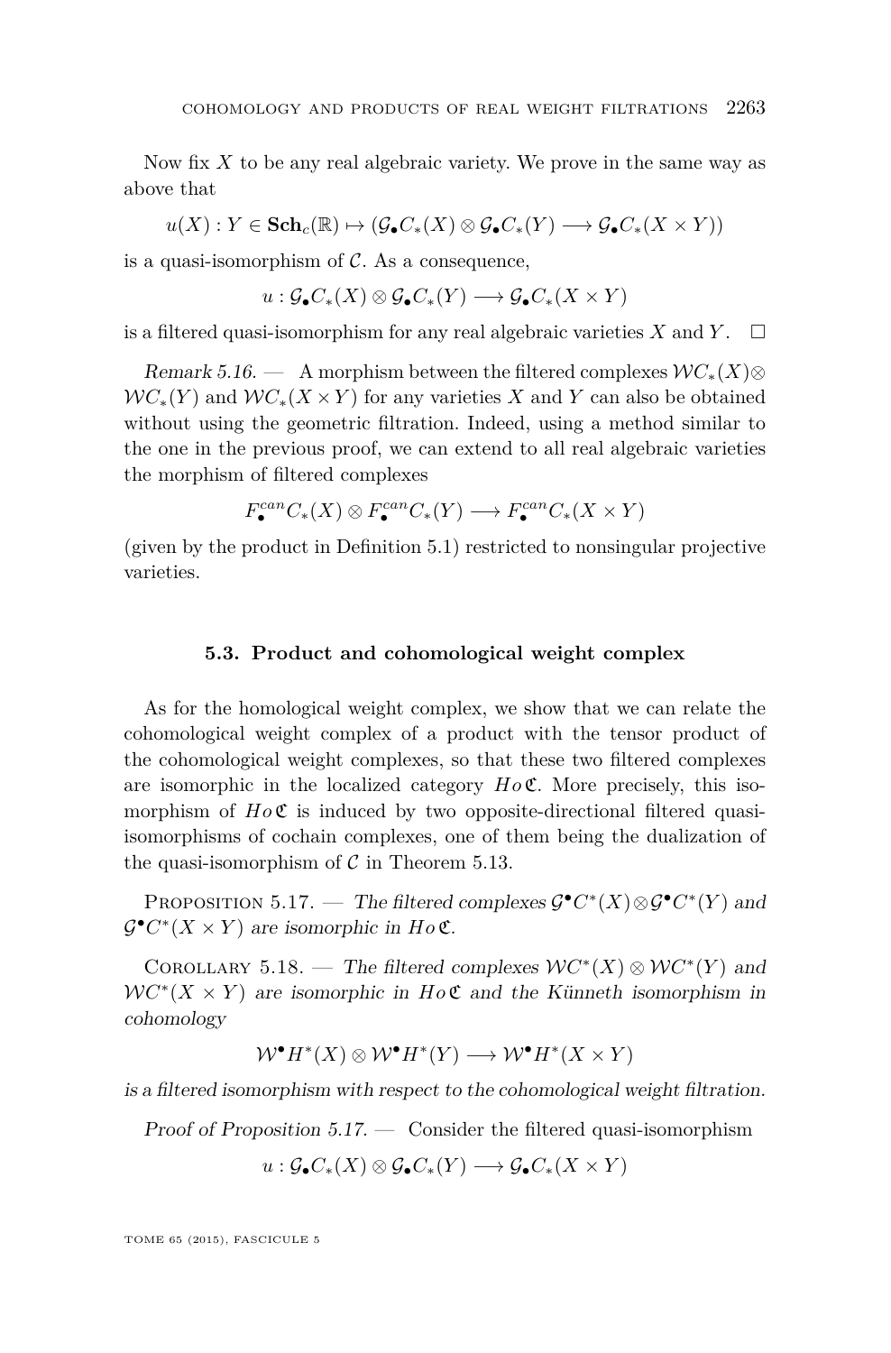Now fix $X$ to be any real algebraic variety. We prove in the same way as above that

$$u(X) : Y \in \mathbf{Sch}_c(\mathbb{R}) \mapsto (\mathcal{G}_\bullet C_*(X) \otimes \mathcal{G}_\bullet C_*(Y) \longrightarrow \mathcal{G}_\bullet C_*(X \times Y))$$

is a quasi-isomorphism of $\mathcal{C}$. As a consequence,

$$u : \mathcal{G}_\bullet C_*(X) \otimes \mathcal{G}_\bullet C_*(Y) \longrightarrow \mathcal{G}_\bullet C_*(X \times Y)$$

is a filtered quasi-isomorphism for any real algebraic varieties $X$ and $Y$. $\square$

*Remark 5.16.* — A morphism between the filtered complexes $\mathcal{W}C_*(X) \otimes \mathcal{W}C_*(Y)$ and $\mathcal{W}C_*(X \times Y)$ for any varieties $X$ and $Y$ can also be obtained without using the geometric filtration. Indeed, using a method similar to the one in the previous proof, we can extend to all real algebraic varieties the morphism of filtered complexes

$$F_\bullet^{can} C_*(X) \otimes F_\bullet^{can} C_*(Y) \longrightarrow F_\bullet^{can} C_*(X \times Y)$$

(given by the product in Definition 5.1) restricted to nonsingular projective varieties.

### 5.3. Product and cohomological weight complex

As for the homological weight complex, we show that we can relate the cohomological weight complex of a product with the tensor product of the cohomological weight complexes, so that these two filtered complexes are isomorphic in the localized category $Ho\,\mathfrak{C}$. More precisely, this isomorphism of $Ho\,\mathfrak{C}$ is induced by two opposite-directional filtered quasi-isomorphisms of cochain complexes, one of them being the dualization of the quasi-isomorphism of $\mathcal{C}$ in Theorem 5.13.

Proposition 5.17. — *The filtered complexes $\mathcal{G}^\bullet C^*(X) \otimes \mathcal{G}^\bullet C^*(Y)$ and $\mathcal{G}^\bullet C^*(X \times Y)$ are isomorphic in $Ho\,\mathfrak{C}$.*

Corollary 5.18. — *The filtered complexes $\mathcal{W}C^*(X) \otimes \mathcal{W}C^*(Y)$ and $\mathcal{W}C^*(X \times Y)$ are isomorphic in $Ho\,\mathfrak{C}$ and the Künneth isomorphism in cohomology*

$$\mathcal{W}^\bullet H^*(X) \otimes \mathcal{W}^\bullet H^*(Y) \longrightarrow \mathcal{W}^\bullet H^*(X \times Y)$$

*is a filtered isomorphism with respect to the cohomological weight filtration.*

*Proof of Proposition 5.17.* — Consider the filtered quasi-isomorphism

$$u : \mathcal{G}_\bullet C_*(X) \otimes \mathcal{G}_\bullet C_*(Y) \longrightarrow \mathcal{G}_\bullet C_*(X \times Y)$$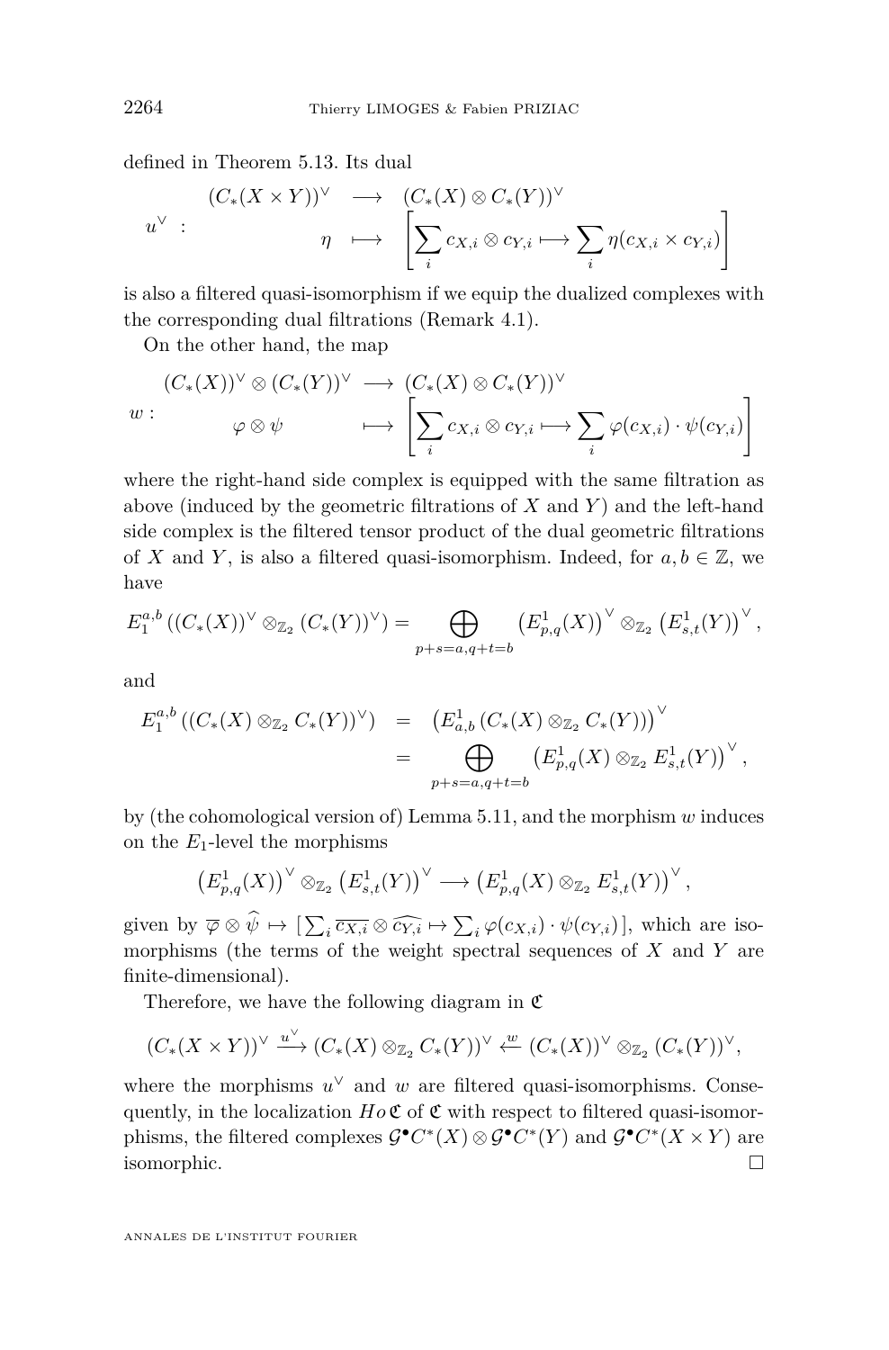defined in Theorem 5.13. Its dual

$$u^\vee \ : \begin{array}{rcl} (C_*(X\times Y))^\vee & \longrightarrow & (C_*(X)\otimes C_*(Y))^\vee \\ \eta & \longmapsto & \left[\sum_i c_{X,i}\otimes c_{Y,i} \longmapsto \sum_i \eta(c_{X,i}\times c_{Y,i})\right] \end{array}$$

is also a filtered quasi-isomorphism if we equip the dualized complexes with the corresponding dual filtrations (Remark 4.1).

On the other hand, the map

$$w : \begin{array}{rcl} (C_*(X))^\vee\otimes (C_*(Y))^\vee & \longrightarrow & (C_*(X)\otimes C_*(Y))^\vee \\ \varphi\otimes\psi & \longmapsto & \left[\sum_i c_{X,i}\otimes c_{Y,i} \longmapsto \sum_i \varphi(c_{X,i})\cdot\psi(c_{Y,i})\right] \end{array}$$

where the right-hand side complex is equipped with the same filtration as above (induced by the geometric filtrations of $X$ and $Y$) and the left-hand side complex is the filtered tensor product of the dual geometric filtrations of $X$ and $Y$, is also a filtered quasi-isomorphism. Indeed, for $a,b\in\mathbb{Z}$, we have

$$E_1^{a,b}\left((C_*(X))^\vee\otimes_{\mathbb{Z}_2}(C_*(Y))^\vee\right) = \bigoplus_{p+s=a,q+t=b}\left(E^1_{p,q}(X)\right)^\vee\otimes_{\mathbb{Z}_2}\left(E^1_{s,t}(Y)\right)^\vee,$$

and

$$\begin{aligned} E_1^{a,b}\left((C_*(X)\otimes_{\mathbb{Z}_2}C_*(Y))^\vee\right) &= \left(E^1_{a,b}\left(C_*(X)\otimes_{\mathbb{Z}_2}C_*(Y)\right)\right)^\vee \\ &= \bigoplus_{p+s=a,q+t=b}\left(E^1_{p,q}(X)\otimes_{\mathbb{Z}_2}E^1_{s,t}(Y)\right)^\vee, \end{aligned}$$

by (the cohomological version of) Lemma 5.11, and the morphism $w$ induces on the $E_1$-level the morphisms

$$\left(E^1_{p,q}(X)\right)^\vee\otimes_{\mathbb{Z}_2}\left(E^1_{s,t}(Y)\right)^\vee \longrightarrow \left(E^1_{p,q}(X)\otimes_{\mathbb{Z}_2}E^1_{s,t}(Y)\right)^\vee,$$

given by $\overline{\varphi}\otimes\widehat{\psi}\mapsto[\sum_i\overline{c_{X,i}}\otimes\widehat{c_{Y,i}}\mapsto\sum_i\varphi(c_{X,i})\cdot\psi(c_{Y,i})]$, which are isomorphisms (the terms of the weight spectral sequences of $X$ and $Y$ are finite-dimensional).

Therefore, we have the following diagram in $\mathfrak{C}$

$$(C_*(X\times Y))^\vee \xrightarrow{u^\vee} (C_*(X)\otimes_{\mathbb{Z}_2}C_*(Y))^\vee \xleftarrow{w} (C_*(X))^\vee\otimes_{\mathbb{Z}_2}(C_*(Y))^\vee,$$

where the morphisms $u^\vee$ and $w$ are filtered quasi-isomorphisms. Consequently, in the localization $Ho\,\mathfrak{C}$ of $\mathfrak{C}$ with respect to filtered quasi-isomorphisms, the filtered complexes $\mathcal{G}^\bullet C^*(X)\otimes\mathcal{G}^\bullet C^*(Y)$ and $\mathcal{G}^\bullet C^*(X\times Y)$ are isomorphic. □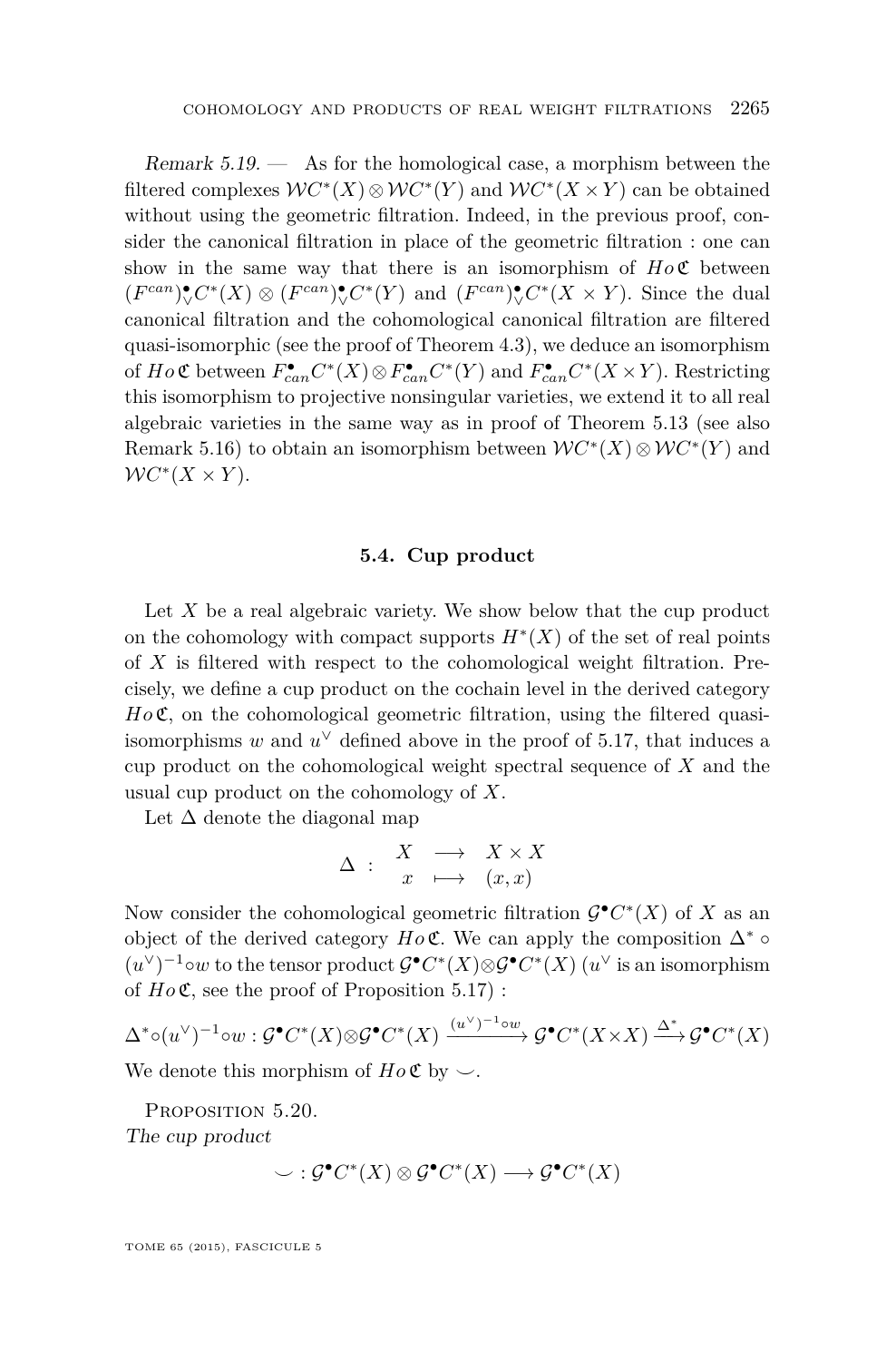*Remark 5.19.* — As for the homological case, a morphism between the filtered complexes $\mathcal{W}C^*(X) \otimes \mathcal{W}C^*(Y)$ and $\mathcal{W}C^*(X \times Y)$ can be obtained without using the geometric filtration. Indeed, in the previous proof, consider the canonical filtration in place of the geometric filtration : one can show in the same way that there is an isomorphism of $Ho\,\mathfrak{C}$ between $(F^{can})^{\bullet}_{\vee} C^*(X) \otimes (F^{can})^{\bullet}_{\vee} C^*(Y)$ and $(F^{can})^{\bullet}_{\vee} C^*(X \times Y)$. Since the dual canonical filtration and the cohomological canonical filtration are filtered quasi-isomorphic (see the proof of Theorem 4.3), we deduce an isomorphism of $Ho\,\mathfrak{C}$ between $F^{\bullet}_{can} C^*(X) \otimes F^{\bullet}_{can} C^*(Y)$ and $F^{\bullet}_{can} C^*(X \times Y)$. Restricting this isomorphism to projective nonsingular varieties, we extend it to all real algebraic varieties in the same way as in proof of Theorem 5.13 (see also Remark 5.16) to obtain an isomorphism between $\mathcal{W}C^*(X) \otimes \mathcal{W}C^*(Y)$ and $\mathcal{W}C^*(X \times Y)$.

## 5.4. Cup product

Let $X$ be a real algebraic variety. We show below that the cup product on the cohomology with compact supports $H^*(X)$ of the set of real points of $X$ is filtered with respect to the cohomological weight filtration. Precisely, we define a cup product on the cochain level in the derived category $Ho\,\mathfrak{C}$, on the cohomological geometric filtration, using the filtered quasi-isomorphisms $w$ and $u^{\vee}$ defined above in the proof of 5.17, that induces a cup product on the cohomological weight spectral sequence of $X$ and the usual cup product on the cohomology of $X$.

Let $\Delta$ denote the diagonal map

$$\Delta \ : \ \begin{array}{ccc} X & \longrightarrow & X \times X \\ x & \longmapsto & (x, x) \end{array}$$

Now consider the cohomological geometric filtration $\mathcal{G}^{\bullet}C^*(X)$ of $X$ as an object of the derived category $Ho\,\mathfrak{C}$. We can apply the composition $\Delta^* \circ (u^{\vee})^{-1} \circ w$ to the tensor product $\mathcal{G}^{\bullet}C^*(X) \otimes \mathcal{G}^{\bullet}C^*(X)$ ($u^{\vee}$ is an isomorphism of $Ho\,\mathfrak{C}$, see the proof of Proposition 5.17) :

$$\Delta^* \circ (u^{\vee})^{-1} \circ w : \mathcal{G}^{\bullet}C^*(X) \otimes \mathcal{G}^{\bullet}C^*(X) \xrightarrow{(u^{\vee})^{-1} \circ w} \mathcal{G}^{\bullet}C^*(X \times X) \xrightarrow{\Delta^*} \mathcal{G}^{\bullet}C^*(X)$$

We denote this morphism of $Ho\,\mathfrak{C}$ by $\smile$.

Proposition 5.20.
*The cup product*

$$\smile : \mathcal{G}^{\bullet}C^*(X) \otimes \mathcal{G}^{\bullet}C^*(X) \longrightarrow \mathcal{G}^{\bullet}C^*(X)$$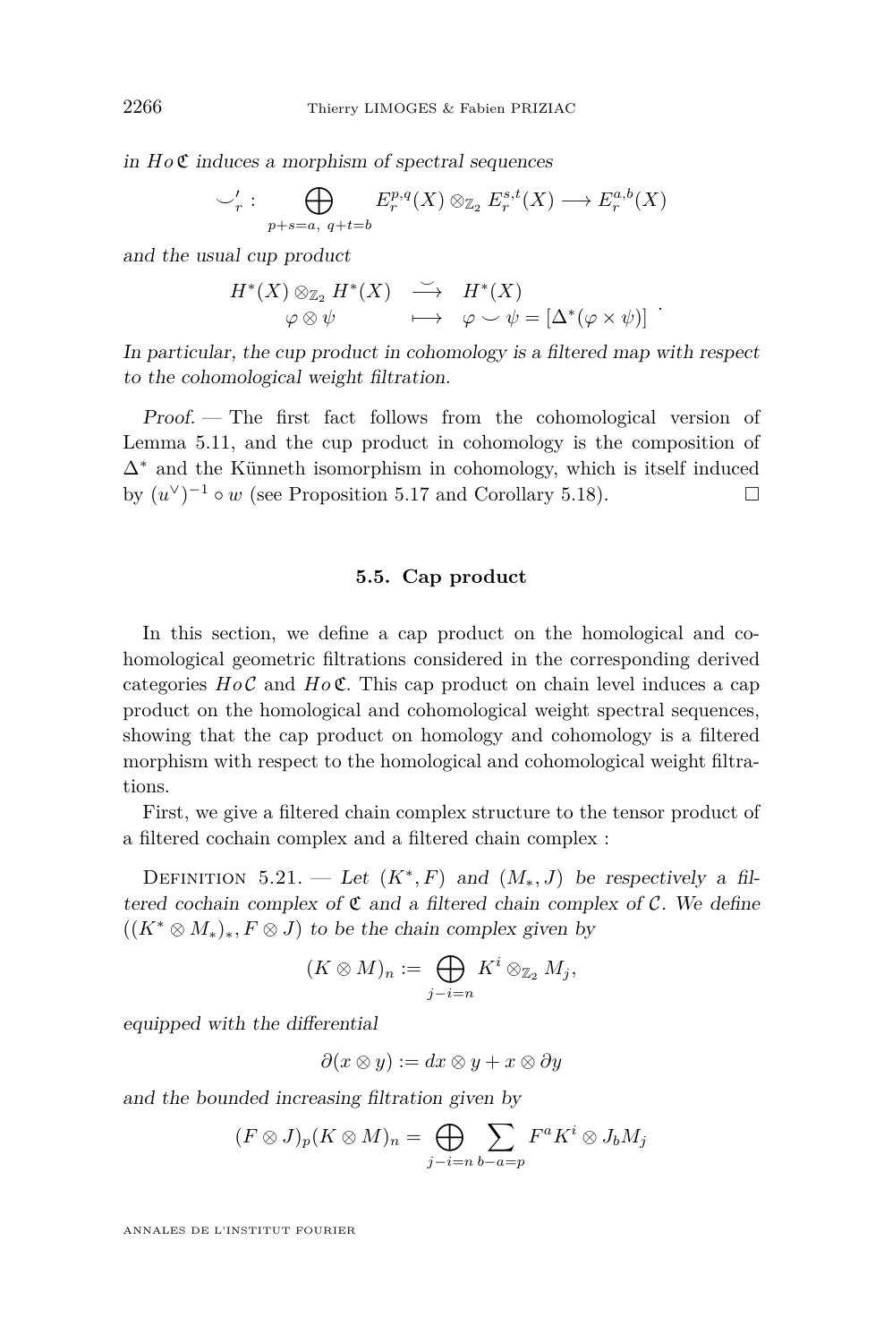*in $Ho\,\mathfrak{C}$ induces a morphism of spectral sequences*

$$\smile'_r : \bigoplus_{p+s=a,\ q+t=b} E_r^{p,q}(X) \otimes_{\mathbb{Z}_2} E_r^{s,t}(X) \longrightarrow E_r^{a,b}(X)$$

*and the usual cup product*

$$\begin{array}{ccc} H^*(X) \otimes_{\mathbb{Z}_2} H^*(X) & \overset{\smile}{\longrightarrow} & H^*(X) \\ \varphi \otimes \psi & \longmapsto & \varphi \smile \psi = [\Delta^*(\varphi \times \psi)] \end{array}.$$

*In particular, the cup product in cohomology is a filtered map with respect to the cohomological weight filtration.*

*Proof.* — The first fact follows from the cohomological version of Lemma 5.11, and the cup product in cohomology is the composition of $\Delta^*$ and the Künneth isomorphism in cohomology, which is itself induced by $(u^\vee)^{-1} \circ w$ (see Proposition 5.17 and Corollary 5.18). □

### 5.5. Cap product

In this section, we define a cap product on the homological and cohomological geometric filtrations considered in the corresponding derived categories $Ho\,\mathcal{C}$ and $Ho\,\mathfrak{C}$. This cap product on chain level induces a cap product on the homological and cohomological weight spectral sequences, showing that the cap product on homology and cohomology is a filtered morphism with respect to the homological and cohomological weight filtrations.

First, we give a filtered chain complex structure to the tensor product of a filtered cochain complex and a filtered chain complex :

Definition 5.21. — *Let $(K^*, F)$ and $(M_*, J)$ be respectively a filtered cochain complex of $\mathfrak{C}$ and a filtered chain complex of $\mathcal{C}$. We define $((K^* \otimes M_*)_*, F \otimes J)$ to be the chain complex given by*

$$(K \otimes M)_n := \bigoplus_{j-i=n} K^i \otimes_{\mathbb{Z}_2} M_j,$$

*equipped with the differential*

$$\partial(x \otimes y) := dx \otimes y + x \otimes \partial y$$

*and the bounded increasing filtration given by*

$$(F \otimes J)_p (K \otimes M)_n = \bigoplus_{j-i=n} \sum_{b-a=p} F^a K^i \otimes J_b M_j$$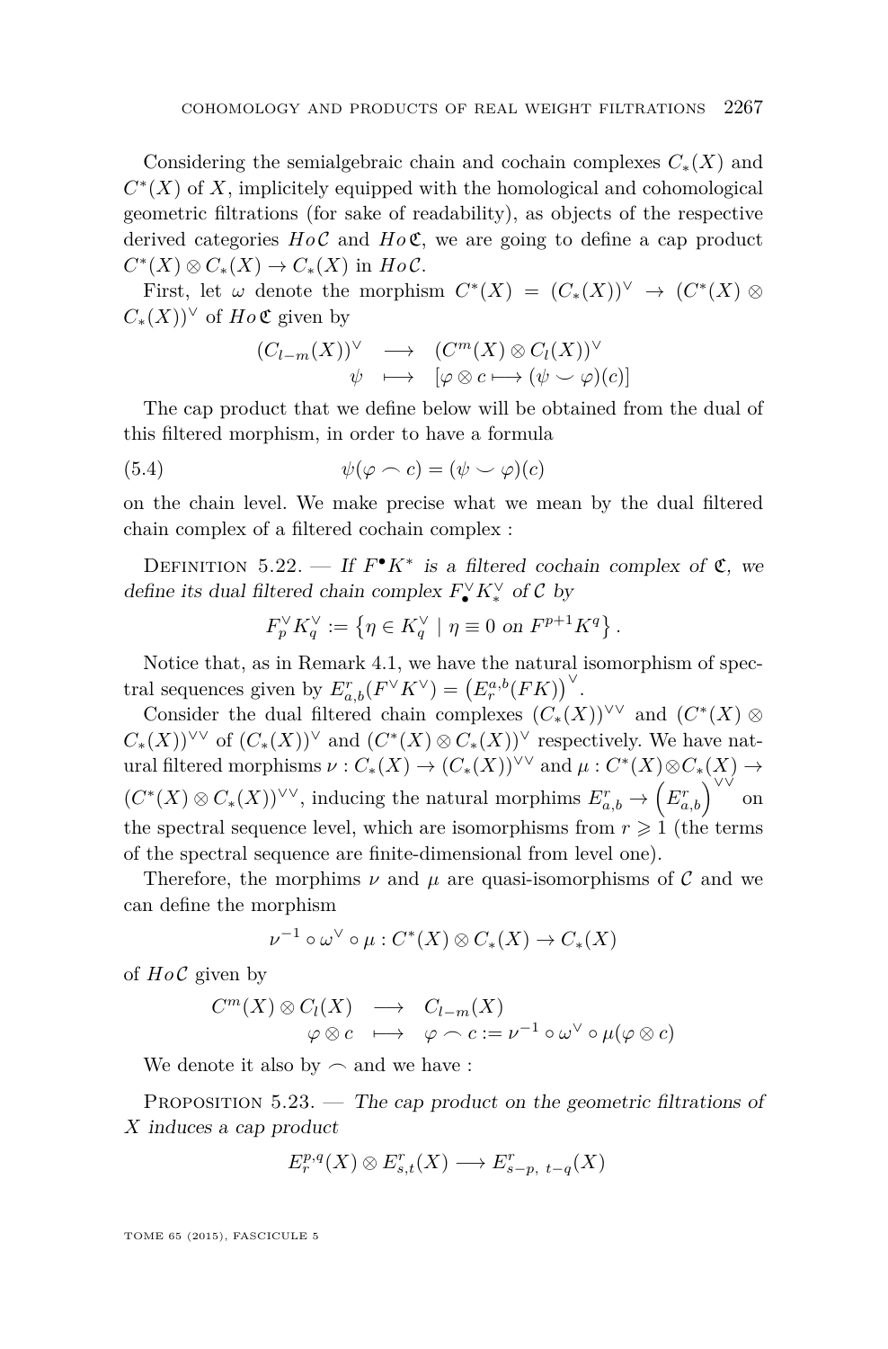Considering the semialgebraic chain and cochain complexes $C_*(X)$ and $C^*(X)$ of $X$, implicitely equipped with the homological and cohomological geometric filtrations (for sake of readability), as objects of the respective derived categories $Ho\,\mathcal{C}$ and $Ho\,\mathfrak{C}$, we are going to define a cap product $C^*(X) \otimes C_*(X) \to C_*(X)$ in $Ho\,\mathcal{C}$.

First, let $\omega$ denote the morphism $C^*(X) = (C_*(X))^\vee \to (C^*(X) \otimes C_*(X))^\vee$ of $Ho\,\mathfrak{C}$ given by

$$\begin{array}{rcl} (C_{l-m}(X))^\vee & \longrightarrow & (C^m(X) \otimes C_l(X))^\vee \\ \psi & \longmapsto & [\varphi \otimes c \longmapsto (\psi \smile \varphi)(c)] \end{array}$$

The cap product that we define below will be obtained from the dual of this filtered morphism, in order to have a formula

$$\psi(\varphi \frown c) = (\psi \smile \varphi)(c) \tag{5.4}$$

on the chain level. We make precise what we mean by the dual filtered chain complex of a filtered cochain complex :

Definition 5.22. — *If $F^\bullet K^*$ is a filtered cochain complex of $\mathfrak{C}$, we define its dual filtered chain complex $F^\vee_\bullet K^\vee_*$ of $\mathcal{C}$ by*

$$F^\vee_p K^\vee_q := \left\{ \eta \in K^\vee_q \mid \eta \equiv 0 \text{ on } F^{p+1}K^q \right\}.$$

Notice that, as in Remark 4.1, we have the natural isomorphism of spectral sequences given by $E^r_{a,b}(F^\vee K^\vee) = \left(E^{a,b}_r(FK)\right)^\vee$.

Consider the dual filtered chain complexes $(C_*(X))^{\vee\vee}$ and $(C^*(X) \otimes C_*(X))^{\vee\vee}$ of $(C_*(X))^\vee$ and $(C^*(X) \otimes C_*(X))^\vee$ respectively. We have natural filtered morphisms $\nu : C_*(X) \to (C_*(X))^{\vee\vee}$ and $\mu : C^*(X) \otimes C_*(X) \to (C^*(X) \otimes C_*(X))^{\vee\vee}$, inducing the natural morphims $E^r_{a,b} \to \left(E^r_{a,b}\right)^{\vee\vee}$ on the spectral sequence level, which are isomorphisms from $r \geqslant 1$ (the terms of the spectral sequence are finite-dimensional from level one).

Therefore, the morphims $\nu$ and $\mu$ are quasi-isomorphisms of $\mathcal{C}$ and we can define the morphism

$$\nu^{-1} \circ \omega^\vee \circ \mu : C^*(X) \otimes C_*(X) \to C_*(X)$$

of $Ho\,\mathcal{C}$ given by

$$\begin{array}{rcl} C^m(X) \otimes C_l(X) & \longrightarrow & C_{l-m}(X) \\ \varphi \otimes c & \longmapsto & \varphi \frown c := \nu^{-1} \circ \omega^\vee \circ \mu(\varphi \otimes c) \end{array}$$

We denote it also by $\frown$ and we have :

Proposition 5.23. — *The cap product on the geometric filtrations of $X$ induces a cap product*

$$E^{p,q}_r(X) \otimes E^r_{s,t}(X) \longrightarrow E^r_{s-p,\, t-q}(X)$$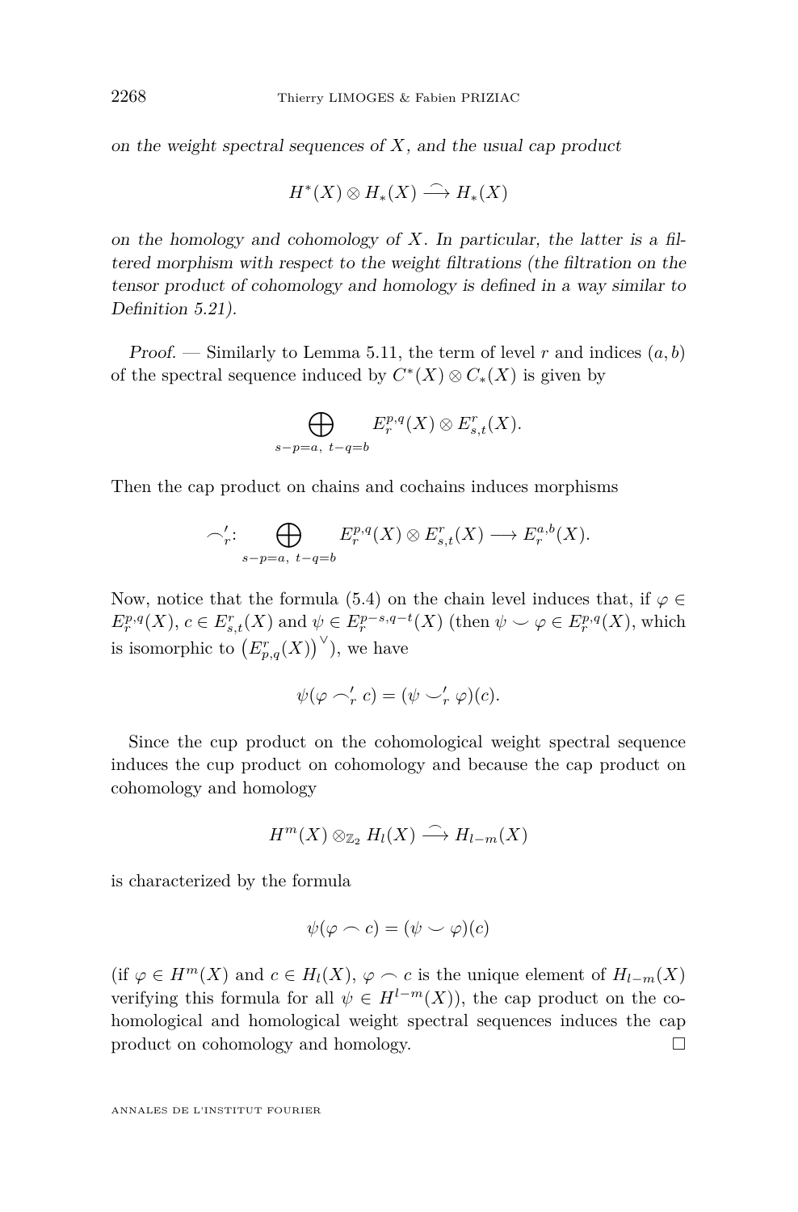*on the weight spectral sequences of $X$, and the usual cap product*

$$H^*(X) \otimes H_*(X) \xrightarrow{\frown} H_*(X)$$

*on the homology and cohomology of $X$. In particular, the latter is a filtered morphism with respect to the weight filtrations (the filtration on the tensor product of cohomology and homology is defined in a way similar to Definition 5.21).*

*Proof.* — Similarly to Lemma 5.11, the term of level $r$ and indices $(a,b)$ of the spectral sequence induced by $C^*(X) \otimes C_*(X)$ is given by

$$\bigoplus_{s-p=a,\ t-q=b} E_r^{p,q}(X) \otimes E^r_{s,t}(X).$$

Then the cap product on chains and cochains induces morphisms

$$\frown'_r \colon \bigoplus_{s-p=a,\ t-q=b} E_r^{p,q}(X) \otimes E^r_{s,t}(X) \longrightarrow E_r^{a,b}(X).$$

Now, notice that the formula (5.4) on the chain level induces that, if $\varphi \in E_r^{p,q}(X)$, $c \in E^r_{s,t}(X)$ and $\psi \in E_r^{p-s,q-t}(X)$ (then $\psi \smile \varphi \in E_r^{p,q}(X)$, which is isomorphic to $\left(E^r_{p,q}(X)\right)^\vee$), we have

$$\psi(\varphi \frown'_r c) = (\psi \smile'_r \varphi)(c).$$

Since the cup product on the cohomological weight spectral sequence induces the cup product on cohomology and because the cap product on cohomology and homology

$$H^m(X) \otimes_{\mathbb{Z}_2} H_l(X) \xrightarrow{\frown} H_{l-m}(X)$$

is characterized by the formula

$$\psi(\varphi \frown c) = (\psi \smile \varphi)(c)$$

(if $\varphi \in H^m(X)$ and $c \in H_l(X)$, $\varphi \frown c$ is the unique element of $H_{l-m}(X)$ verifying this formula for all $\psi \in H^{l-m}(X)$), the cap product on the cohomological and homological weight spectral sequences induces the cap product on cohomology and homology. □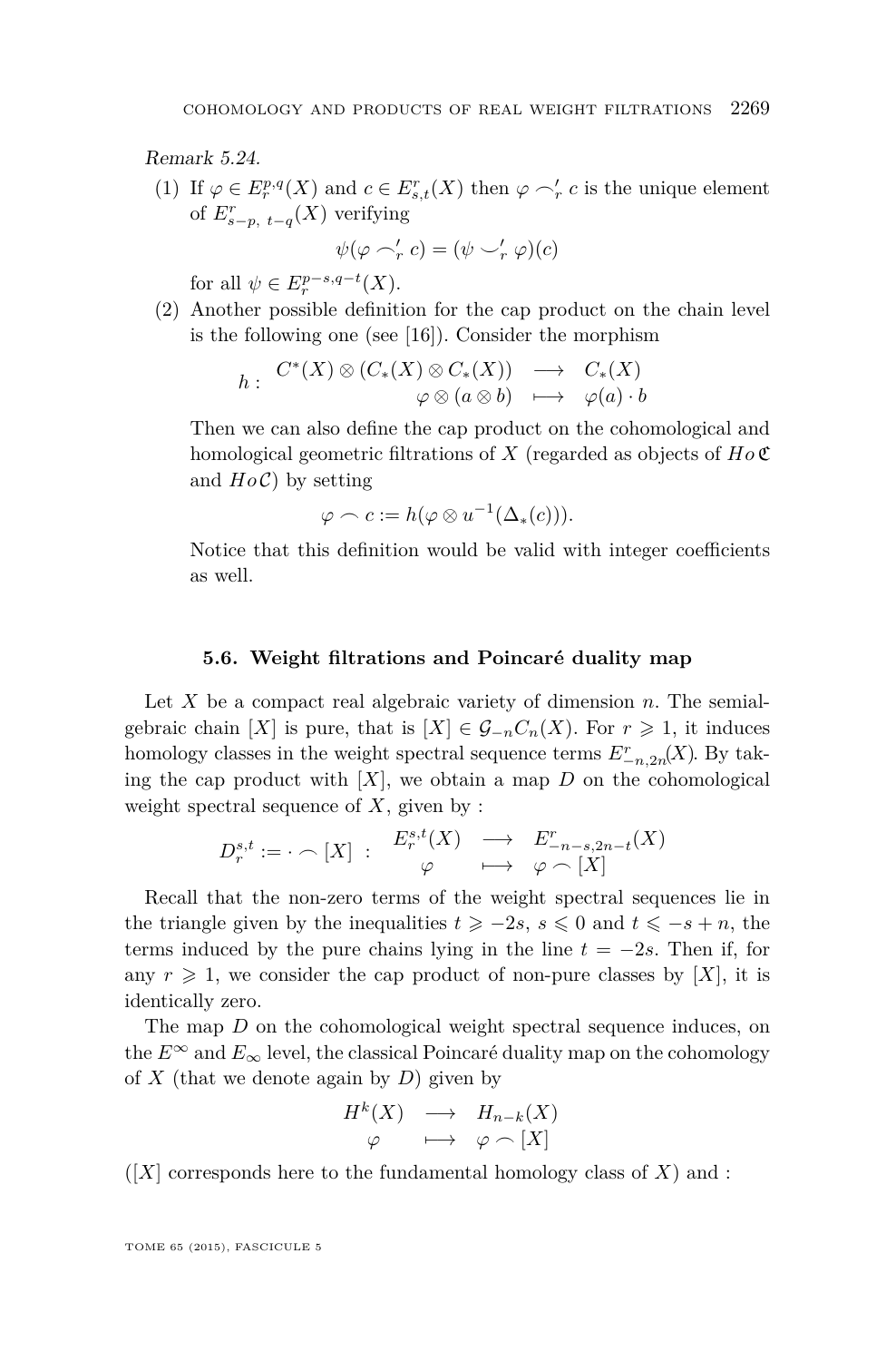*Remark 5.24.*

1. If $\varphi \in E_r^{p,q}(X)$ and $c \in E^r_{s,t}(X)$ then $\varphi \frown'_r c$ is the unique element of $E^r_{s-p,\ t-q}(X)$ verifying
$$\psi(\varphi \frown'_r c) = (\psi \smile'_r \varphi)(c)$$
for all $\psi \in E_r^{p-s,q-t}(X)$.

2. Another possible definition for the cap product on the chain level is the following one (see [16]). Consider the morphism
$$h: \begin{array}{ccc} C^*(X) \otimes (C_*(X) \otimes C_*(X)) & \longrightarrow & C_*(X) \\ \varphi \otimes (a \otimes b) & \longmapsto & \varphi(a) \cdot b \end{array}$$
Then we can also define the cap product on the cohomological and homological geometric filtrations of $X$ (regarded as objects of $Ho\,\mathfrak{C}$ and $Ho\,\mathcal{C}$) by setting
$$\varphi \frown c := h(\varphi \otimes u^{-1}(\Delta_*(c))).$$
Notice that this definition would be valid with integer coefficients as well.

### 5.6. Weight filtrations and Poincaré duality map

Let $X$ be a compact real algebraic variety of dimension $n$. The semialgebraic chain $[X]$ is pure, that is $[X] \in \mathcal{G}_{-n}C_n(X)$. For $r \geqslant 1$, it induces homology classes in the weight spectral sequence terms $E^r_{-n,2n}(X)$. By taking the cap product with $[X]$, we obtain a map $D$ on the cohomological weight spectral sequence of $X$, given by :

$$D_r^{s,t} := \cdot \frown [X] \ : \ \begin{array}{ccc} E_r^{s,t}(X) & \longrightarrow & E^r_{-n-s,2n-t}(X) \\ \varphi & \longmapsto & \varphi \frown [X] \end{array}$$

Recall that the non-zero terms of the weight spectral sequences lie in the triangle given by the inequalities $t \geqslant -2s$, $s \leqslant 0$ and $t \leqslant -s+n$, the terms induced by the pure chains lying in the line $t = -2s$. Then if, for any $r \geqslant 1$, we consider the cap product of non-pure classes by $[X]$, it is identically zero.

The map $D$ on the cohomological weight spectral sequence induces, on the $E^\infty$ and $E_\infty$ level, the classical Poincaré duality map on the cohomology of $X$ (that we denote again by $D$) given by

$$\begin{array}{ccc} H^k(X) & \longrightarrow & H_{n-k}(X) \\ \varphi & \longmapsto & \varphi \frown [X] \end{array}$$

($[X]$ corresponds here to the fundamental homology class of $X$) and :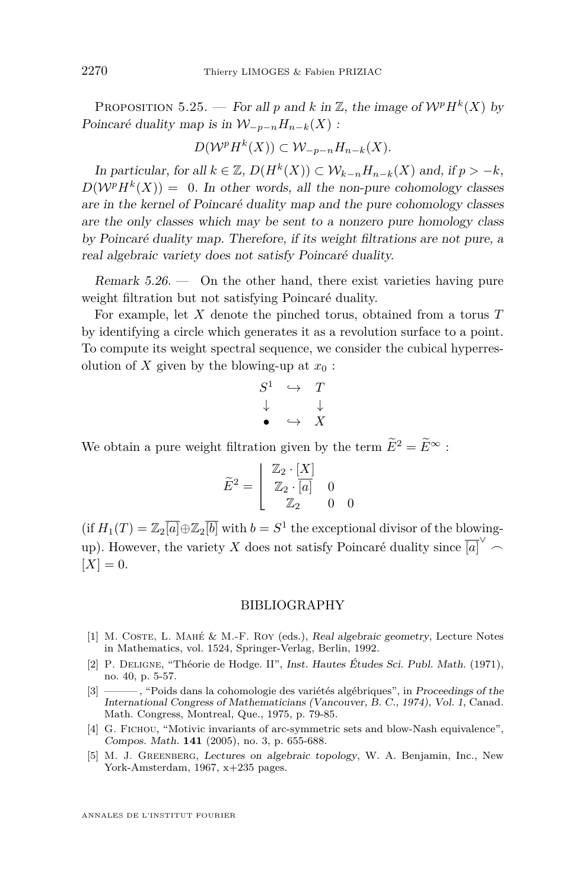Proposition 5.25. — *For all $p$ and $k$ in $\mathbb{Z}$, the image of $\mathcal{W}^p H^k(X)$ by Poincaré duality map is in $\mathcal{W}_{-p-n} H_{n-k}(X)$ :*

$$D(\mathcal{W}^p H^k(X)) \subset \mathcal{W}_{-p-n} H_{n-k}(X).$$

*In particular, for all $k \in \mathbb{Z}$, $D(H^k(X)) \subset \mathcal{W}_{k-n} H_{n-k}(X)$ and, if $p > -k$, $D(\mathcal{W}^p H^k(X)) = 0$. In other words, all the non-pure cohomology classes are in the kernel of Poincaré duality map and the pure cohomology classes are the only classes which may be sent to a nonzero pure homology class by Poincaré duality map. Therefore, if its weight filtrations are not pure, a real algebraic variety does not satisfy Poincaré duality.*

*Remark 5.26.* — On the other hand, there exist varieties having pure weight filtration but not satisfying Poincaré duality.

For example, let $X$ denote the pinched torus, obtained from a torus $T$ by identifying a circle which generates it as a revolution surface to a point. To compute its weight spectral sequence, we consider the cubical hyperresolution of $X$ given by the blowing-up at $x_0$ :

$$\begin{array}{ccc} S^1 & \hookrightarrow & T \\ \downarrow & & \downarrow \\ \bullet & \hookrightarrow & X \end{array}$$

We obtain a pure weight filtration given by the term $\widetilde{E}^2 = \widetilde{E}^\infty$ :

$$\widetilde{E}^2 = \left| \begin{array}{ccc} \mathbb{Z}_2 \cdot [X] & & \\ \mathbb{Z}_2 \cdot \overline{[a]} & 0 & \\ \mathbb{Z}_2 & 0 & 0 \end{array} \right.$$

(if $H_1(T) = \mathbb{Z}_2\overline{[a]} \oplus \mathbb{Z}_2\overline{[b]}$ with $b = S^1$ the exceptional divisor of the blowing-up). However, the variety $X$ does not satisfy Poincaré duality since $\overline{[a]}^\vee \frown [X] = 0$.

## BIBLIOGRAPHY

[1] M. Coste, L. Mahé & M.-F. Roy (eds.), *Real algebraic geometry*, Lecture Notes in Mathematics, vol. 1524, Springer-Verlag, Berlin, 1992.

[2] P. Deligne, "Théorie de Hodge. II", *Inst. Hautes Études Sci. Publ. Math.* (1971), no. 40, p. 5-57.

[3] ———, "Poids dans la cohomologie des variétés algébriques", in *Proceedings of the International Congress of Mathematicians (Vancouver, B. C., 1974), Vol. 1*, Canad. Math. Congress, Montreal, Que., 1975, p. 79-85.

[4] G. Fichou, "Motivic invariants of arc-symmetric sets and blow-Nash equivalence", *Compos. Math.* **141** (2005), no. 3, p. 655-688.

[5] M. J. Greenberg, *Lectures on algebraic topology*, W. A. Benjamin, Inc., New York-Amsterdam, 1967, x+235 pages.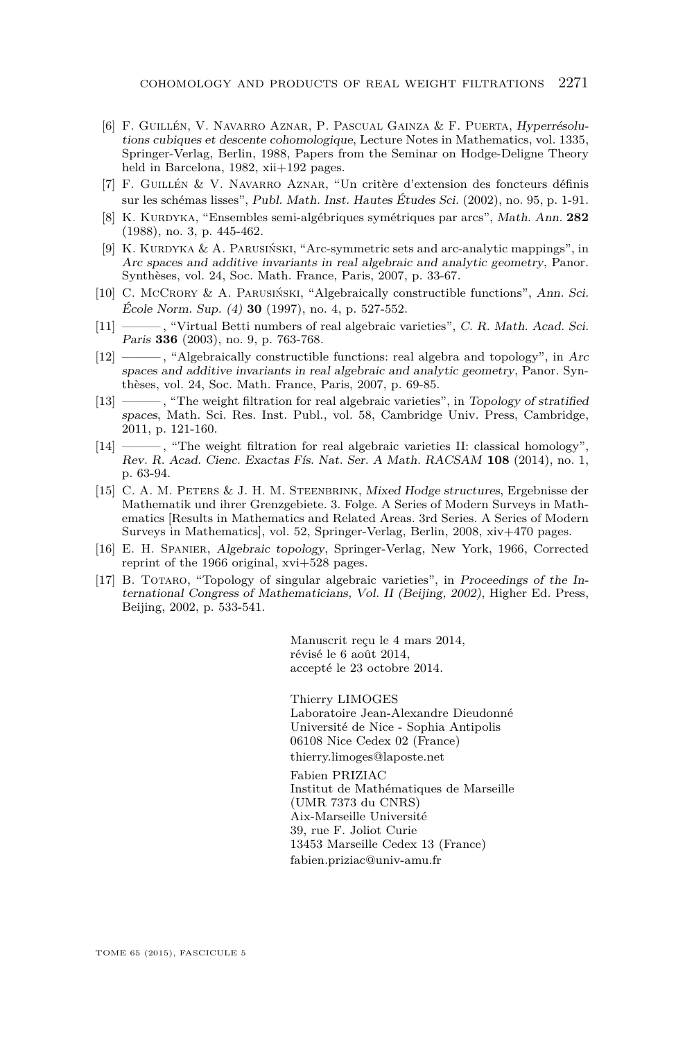[6] F. Guillén, V. Navarro Aznar, P. Pascual Gainza & F. Puerta, *Hyperrésolutions cubiques et descente cohomologique*, Lecture Notes in Mathematics, vol. 1335, Springer-Verlag, Berlin, 1988, Papers from the Seminar on Hodge-Deligne Theory held in Barcelona, 1982, xii+192 pages.

[7] F. Guillén & V. Navarro Aznar, "Un critère d'extension des foncteurs définis sur les schémas lisses", *Publ. Math. Inst. Hautes Études Sci.* (2002), no. 95, p. 1-91.

[8] K. Kurdyka, "Ensembles semi-algébriques symétriques par arcs", *Math. Ann.* **282** (1988), no. 3, p. 445-462.

[9] K. Kurdyka & A. Parusiński, "Arc-symmetric sets and arc-analytic mappings", in *Arc spaces and additive invariants in real algebraic and analytic geometry*, Panor. Synthèses, vol. 24, Soc. Math. France, Paris, 2007, p. 33-67.

[10] C. McCrory & A. Parusiński, "Algebraically constructible functions", *Ann. Sci. École Norm. Sup. (4)* **30** (1997), no. 4, p. 527-552.

[11] ———, "Virtual Betti numbers of real algebraic varieties", *C. R. Math. Acad. Sci. Paris* **336** (2003), no. 9, p. 763-768.

[12] ———, "Algebraically constructible functions: real algebra and topology", in *Arc spaces and additive invariants in real algebraic and analytic geometry*, Panor. Synthèses, vol. 24, Soc. Math. France, Paris, 2007, p. 69-85.

[13] ———, "The weight filtration for real algebraic varieties", in *Topology of stratified spaces*, Math. Sci. Res. Inst. Publ., vol. 58, Cambridge Univ. Press, Cambridge, 2011, p. 121-160.

[14] ———, "The weight filtration for real algebraic varieties II: classical homology", *Rev. R. Acad. Cienc. Exactas Fís. Nat. Ser. A Math. RACSAM* **108** (2014), no. 1, p. 63-94.

[15] C. A. M. Peters & J. H. M. Steenbrink, *Mixed Hodge structures*, Ergebnisse der Mathematik und ihrer Grenzgebiete. 3. Folge. A Series of Modern Surveys in Mathematics [Results in Mathematics and Related Areas. 3rd Series. A Series of Modern Surveys in Mathematics], vol. 52, Springer-Verlag, Berlin, 2008, xiv+470 pages.

[16] E. H. Spanier, *Algebraic topology*, Springer-Verlag, New York, 1966, Corrected reprint of the 1966 original, xvi+528 pages.

[17] B. Totaro, "Topology of singular algebraic varieties", in *Proceedings of the International Congress of Mathematicians, Vol. II (Beijing, 2002)*, Higher Ed. Press, Beijing, 2002, p. 533-541.

Manuscrit reçu le 4 mars 2014,
révisé le 6 août 2014,
accepté le 23 octobre 2014.

Thierry LIMOGES
Laboratoire Jean-Alexandre Dieudonné
Université de Nice - Sophia Antipolis
06108 Nice Cedex 02 (France)
thierry.limoges@laposte.net

Fabien PRIZIAC
Institut de Mathématiques de Marseille
(UMR 7373 du CNRS)
Aix-Marseille Université
39, rue F. Joliot Curie
13453 Marseille Cedex 13 (France)
fabien.priziac@univ-amu.fr